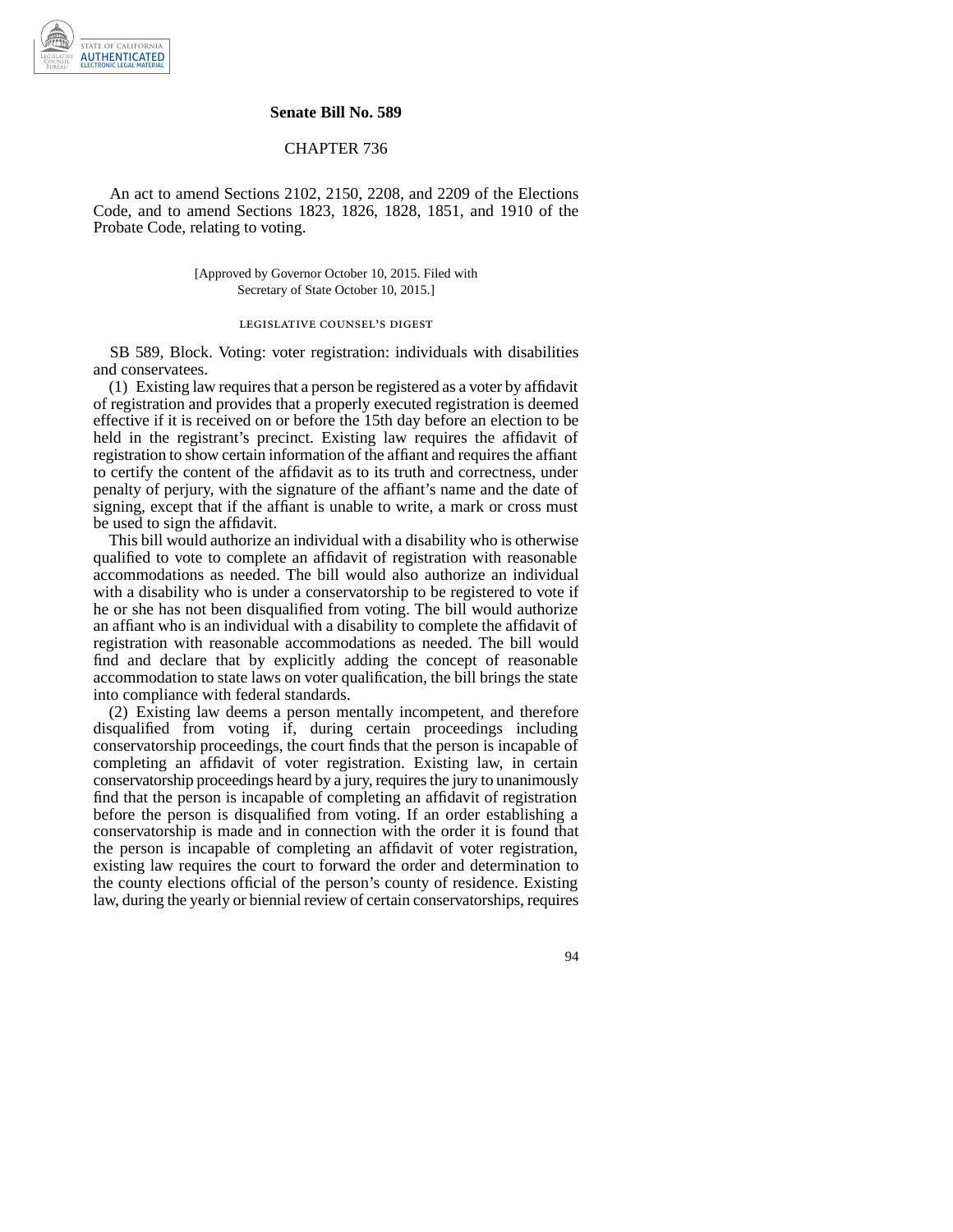## Senate Bill No. 589

### CHAPTER 736

An act to amend Sections 2102, 2150, 2208, and 2209 of the Elections Code, and to amend Sections 1823, 1826, 1828, 1851, and 1910 of the Probate Code, relating to voting.

[Approved by Governor October 10, 2015. Filed with Secretary of State October 10, 2015.]

LEGISLATIVE COUNSEL'S DIGEST

SB 589, Block. Voting: voter registration: individuals with disabilities and conservatees.

(1) Existing law requires that a person be registered as a voter by affidavit of registration and provides that a properly executed registration is deemed effective if it is received on or before the 15th day before an election to be held in the registrant's precinct. Existing law requires the affidavit of registration to show certain information of the affiant and requires the affiant to certify the content of the affidavit as to its truth and correctness, under penalty of perjury, with the signature of the affiant's name and the date of signing, except that if the affiant is unable to write, a mark or cross must be used to sign the affidavit.

This bill would authorize an individual with a disability who is otherwise qualified to vote to complete an affidavit of registration with reasonable accommodations as needed. The bill would also authorize an individual with a disability who is under a conservatorship to be registered to vote if he or she has not been disqualified from voting. The bill would authorize an affiant who is an individual with a disability to complete the affidavit of registration with reasonable accommodations as needed. The bill would find and declare that by explicitly adding the concept of reasonable accommodation to state laws on voter qualification, the bill brings the state into compliance with federal standards.

(2) Existing law deems a person mentally incompetent, and therefore disqualified from voting if, during certain proceedings including conservatorship proceedings, the court finds that the person is incapable of completing an affidavit of voter registration. Existing law, in certain conservatorship proceedings heard by a jury, requires the jury to unanimously find that the person is incapable of completing an affidavit of registration before the person is disqualified from voting. If an order establishing a conservatorship is made and in connection with the order it is found that the person is incapable of completing an affidavit of voter registration, existing law requires the court to forward the order and determination to the county elections official of the person's county of residence. Existing law, during the yearly or biennial review of certain conservatorships, requires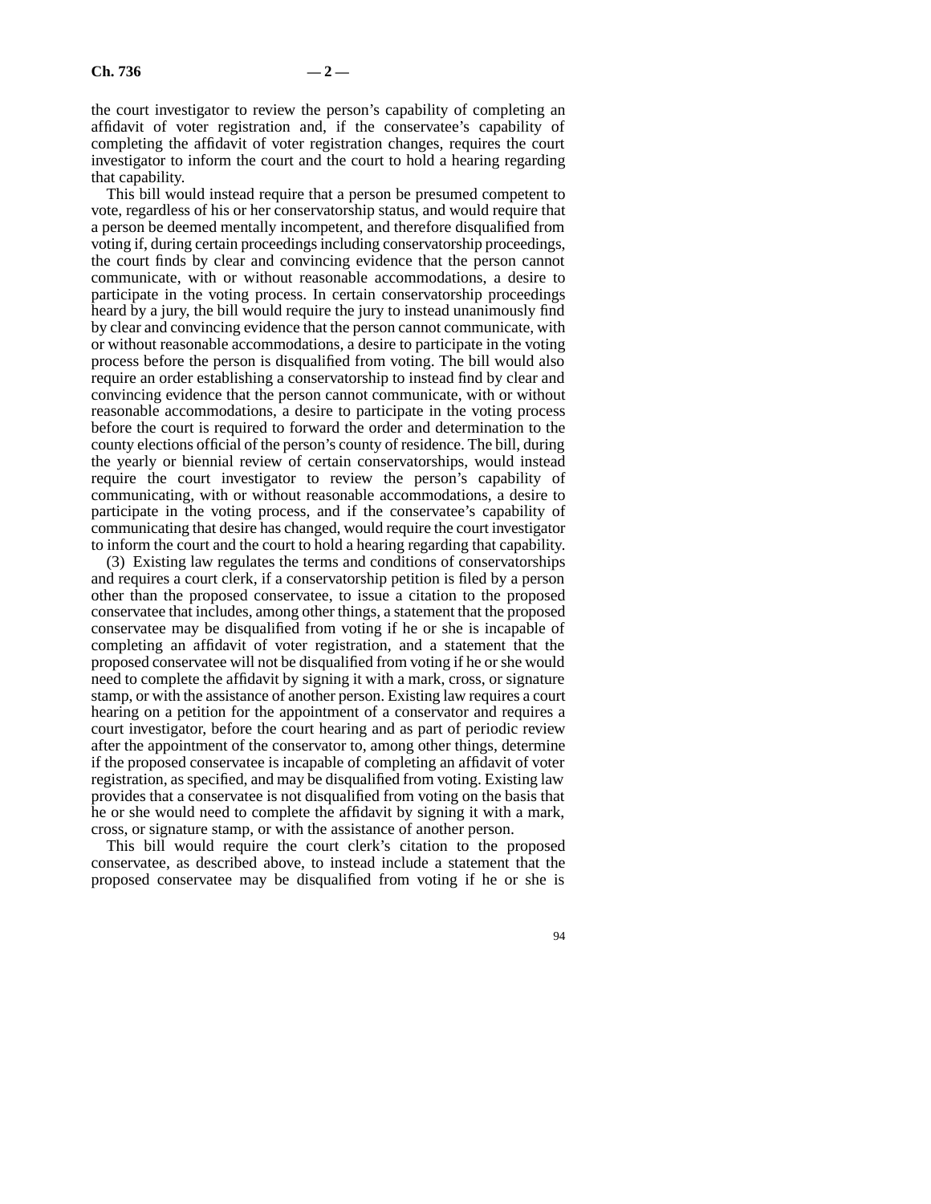the court investigator to review the person's capability of completing an affidavit of voter registration and, if the conservatee's capability of completing the affidavit of voter registration changes, requires the court investigator to inform the court and the court to hold a hearing regarding that capability.

This bill would instead require that a person be presumed competent to vote, regardless of his or her conservatorship status, and would require that a person be deemed mentally incompetent, and therefore disqualified from voting if, during certain proceedings including conservatorship proceedings, the court finds by clear and convincing evidence that the person cannot communicate, with or without reasonable accommodations, a desire to participate in the voting process. In certain conservatorship proceedings heard by a jury, the bill would require the jury to instead unanimously find by clear and convincing evidence that the person cannot communicate, with or without reasonable accommodations, a desire to participate in the voting process before the person is disqualified from voting. The bill would also require an order establishing a conservatorship to instead find by clear and convincing evidence that the person cannot communicate, with or without reasonable accommodations, a desire to participate in the voting process before the court is required to forward the order and determination to the county elections official of the person's county of residence. The bill, during the yearly or biennial review of certain conservatorships, would instead require the court investigator to review the person's capability of communicating, with or without reasonable accommodations, a desire to participate in the voting process, and if the conservatee's capability of communicating that desire has changed, would require the court investigator to inform the court and the court to hold a hearing regarding that capability.

(3) Existing law regulates the terms and conditions of conservatorships and requires a court clerk, if a conservatorship petition is filed by a person other than the proposed conservatee, to issue a citation to the proposed conservatee that includes, among other things, a statement that the proposed conservatee may be disqualified from voting if he or she is incapable of completing an affidavit of voter registration, and a statement that the proposed conservatee will not be disqualified from voting if he or she would need to complete the affidavit by signing it with a mark, cross, or signature stamp, or with the assistance of another person. Existing law requires a court hearing on a petition for the appointment of a conservator and requires a court investigator, before the court hearing and as part of periodic review after the appointment of the conservator to, among other things, determine if the proposed conservatee is incapable of completing an affidavit of voter registration, as specified, and may be disqualified from voting. Existing law provides that a conservatee is not disqualified from voting on the basis that he or she would need to complete the affidavit by signing it with a mark, cross, or signature stamp, or with the assistance of another person.

This bill would require the court clerk's citation to the proposed conservatee, as described above, to instead include a statement that the proposed conservatee may be disqualified from voting if he or she is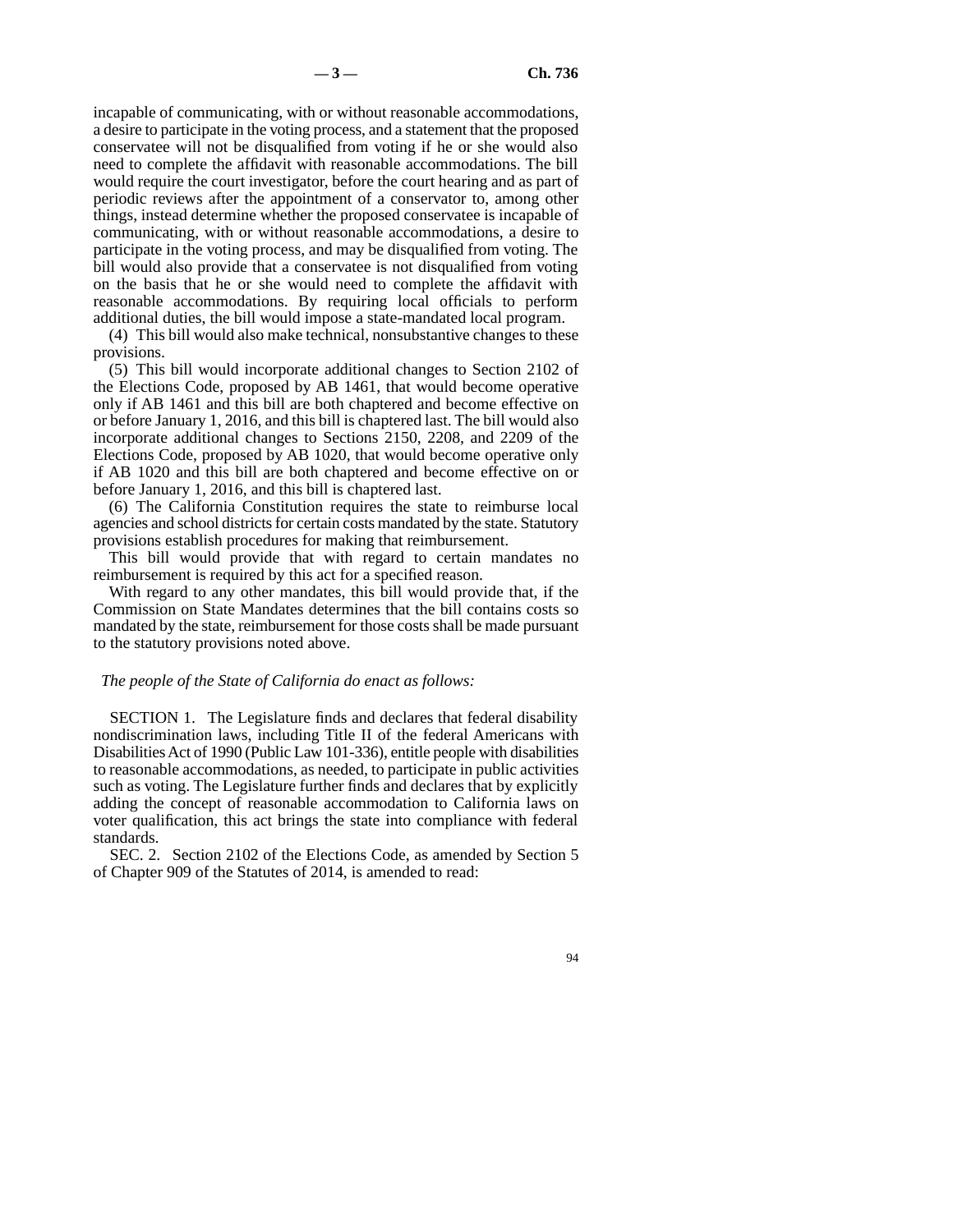incapable of communicating, with or without reasonable accommodations, a desire to participate in the voting process, and a statement that the proposed conservatee will not be disqualified from voting if he or she would also need to complete the affidavit with reasonable accommodations. The bill would require the court investigator, before the court hearing and as part of periodic reviews after the appointment of a conservator to, among other things, instead determine whether the proposed conservatee is incapable of communicating, with or without reasonable accommodations, a desire to participate in the voting process, and may be disqualified from voting. The bill would also provide that a conservatee is not disqualified from voting on the basis that he or she would need to complete the affidavit with reasonable accommodations. By requiring local officials to perform additional duties, the bill would impose a state-mandated local program.

(4) This bill would also make technical, nonsubstantive changes to these provisions.

(5) This bill would incorporate additional changes to Section 2102 of the Elections Code, proposed by AB 1461, that would become operative only if AB 1461 and this bill are both chaptered and become effective on or before January 1, 2016, and this bill is chaptered last. The bill would also incorporate additional changes to Sections 2150, 2208, and 2209 of the Elections Code, proposed by AB 1020, that would become operative only if AB 1020 and this bill are both chaptered and become effective on or before January 1, 2016, and this bill is chaptered last.

(6) The California Constitution requires the state to reimburse local agencies and school districts for certain costs mandated by the state. Statutory provisions establish procedures for making that reimbursement.

This bill would provide that with regard to certain mandates no reimbursement is required by this act for a specified reason.

With regard to any other mandates, this bill would provide that, if the Commission on State Mandates determines that the bill contains costs so mandated by the state, reimbursement for those costs shall be made pursuant to the statutory provisions noted above.

*The people of the State of California do enact as follows:*

SECTION 1. The Legislature finds and declares that federal disability nondiscrimination laws, including Title II of the federal Americans with Disabilities Act of 1990 (Public Law 101-336), entitle people with disabilities to reasonable accommodations, as needed, to participate in public activities such as voting. The Legislature further finds and declares that by explicitly adding the concept of reasonable accommodation to California laws on voter qualification, this act brings the state into compliance with federal standards.

SEC. 2. Section 2102 of the Elections Code, as amended by Section 5 of Chapter 909 of the Statutes of 2014, is amended to read: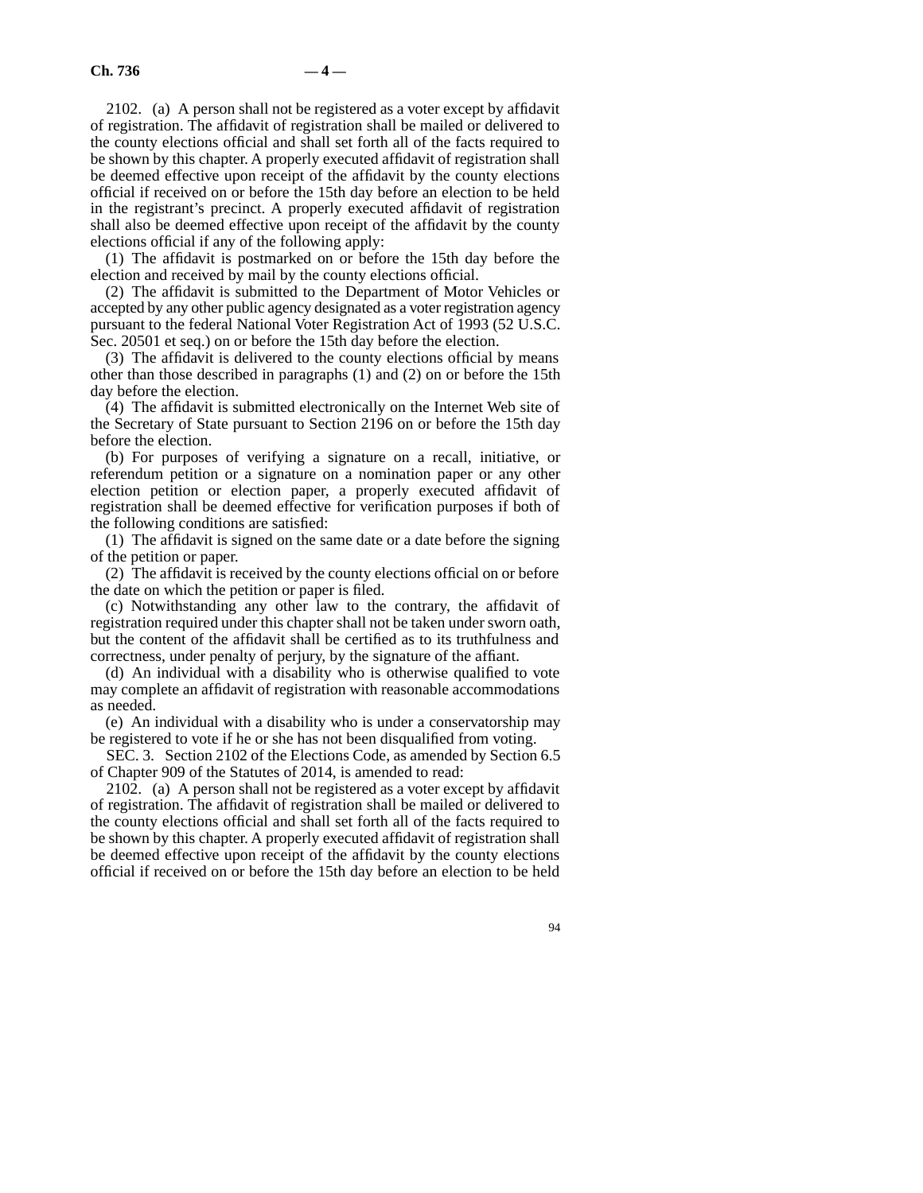2102. (a) A person shall not be registered as a voter except by affidavit of registration. The affidavit of registration shall be mailed or delivered to the county elections official and shall set forth all of the facts required to be shown by this chapter. A properly executed affidavit of registration shall be deemed effective upon receipt of the affidavit by the county elections official if received on or before the 15th day before an election to be held in the registrant's precinct. A properly executed affidavit of registration shall also be deemed effective upon receipt of the affidavit by the county elections official if any of the following apply:

(1) The affidavit is postmarked on or before the 15th day before the election and received by mail by the county elections official.

(2) The affidavit is submitted to the Department of Motor Vehicles or accepted by any other public agency designated as a voter registration agency pursuant to the federal National Voter Registration Act of 1993 (52 U.S.C. Sec. 20501 et seq.) on or before the 15th day before the election.

(3) The affidavit is delivered to the county elections official by means other than those described in paragraphs (1) and (2) on or before the 15th day before the election.

(4) The affidavit is submitted electronically on the Internet Web site of the Secretary of State pursuant to Section 2196 on or before the 15th day before the election.

(b) For purposes of verifying a signature on a recall, initiative, or referendum petition or a signature on a nomination paper or any other election petition or election paper, a properly executed affidavit of registration shall be deemed effective for verification purposes if both of the following conditions are satisfied:

(1) The affidavit is signed on the same date or a date before the signing of the petition or paper.

(2) The affidavit is received by the county elections official on or before the date on which the petition or paper is filed.

(c) Notwithstanding any other law to the contrary, the affidavit of registration required under this chapter shall not be taken under sworn oath, but the content of the affidavit shall be certified as to its truthfulness and correctness, under penalty of perjury, by the signature of the affiant.

(d) An individual with a disability who is otherwise qualified to vote may complete an affidavit of registration with reasonable accommodations as needed.

(e) An individual with a disability who is under a conservatorship may be registered to vote if he or she has not been disqualified from voting.

SEC. 3. Section 2102 of the Elections Code, as amended by Section 6.5 of Chapter 909 of the Statutes of 2014, is amended to read:

2102. (a) A person shall not be registered as a voter except by affidavit of registration. The affidavit of registration shall be mailed or delivered to the county elections official and shall set forth all of the facts required to be shown by this chapter. A properly executed affidavit of registration shall be deemed effective upon receipt of the affidavit by the county elections official if received on or before the 15th day before an election to be held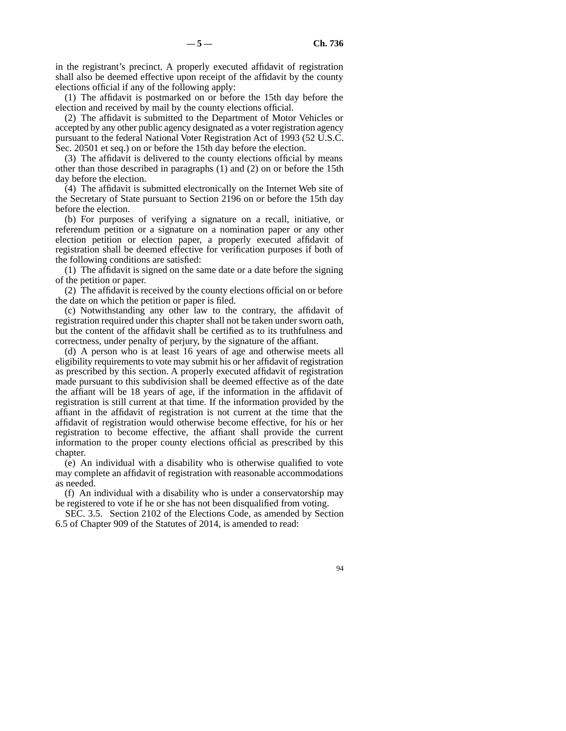in the registrant's precinct. A properly executed affidavit of registration shall also be deemed effective upon receipt of the affidavit by the county elections official if any of the following apply:

(1) The affidavit is postmarked on or before the 15th day before the election and received by mail by the county elections official.

(2) The affidavit is submitted to the Department of Motor Vehicles or accepted by any other public agency designated as a voter registration agency pursuant to the federal National Voter Registration Act of 1993 (52 U.S.C. Sec. 20501 et seq.) on or before the 15th day before the election.

(3) The affidavit is delivered to the county elections official by means other than those described in paragraphs (1) and (2) on or before the 15th day before the election.

(4) The affidavit is submitted electronically on the Internet Web site of the Secretary of State pursuant to Section 2196 on or before the 15th day before the election.

(b) For purposes of verifying a signature on a recall, initiative, or referendum petition or a signature on a nomination paper or any other election petition or election paper, a properly executed affidavit of registration shall be deemed effective for verification purposes if both of the following conditions are satisfied:

(1) The affidavit is signed on the same date or a date before the signing of the petition or paper.

(2) The affidavit is received by the county elections official on or before the date on which the petition or paper is filed.

(c) Notwithstanding any other law to the contrary, the affidavit of registration required under this chapter shall not be taken under sworn oath, but the content of the affidavit shall be certified as to its truthfulness and correctness, under penalty of perjury, by the signature of the affiant.

(d) A person who is at least 16 years of age and otherwise meets all eligibility requirements to vote may submit his or her affidavit of registration as prescribed by this section. A properly executed affidavit of registration made pursuant to this subdivision shall be deemed effective as of the date the affiant will be 18 years of age, if the information in the affidavit of registration is still current at that time. If the information provided by the affiant in the affidavit of registration is not current at the time that the affidavit of registration would otherwise become effective, for his or her registration to become effective, the affiant shall provide the current information to the proper county elections official as prescribed by this chapter.

(e) An individual with a disability who is otherwise qualified to vote may complete an affidavit of registration with reasonable accommodations as needed.

(f) An individual with a disability who is under a conservatorship may be registered to vote if he or she has not been disqualified from voting.

SEC. 3.5. Section 2102 of the Elections Code, as amended by Section 6.5 of Chapter 909 of the Statutes of 2014, is amended to read: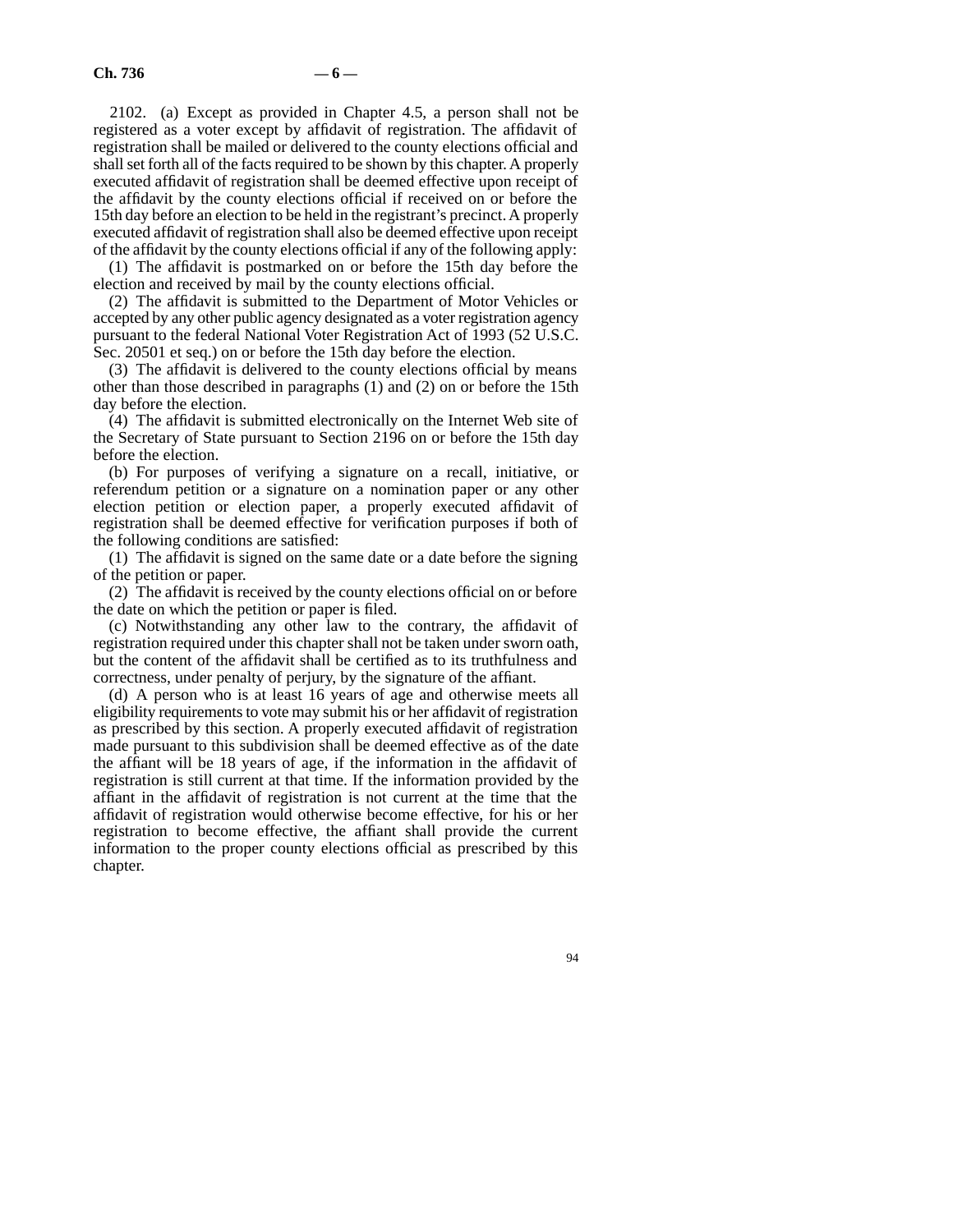2102. (a) Except as provided in Chapter 4.5, a person shall not be registered as a voter except by affidavit of registration. The affidavit of registration shall be mailed or delivered to the county elections official and shall set forth all of the facts required to be shown by this chapter. A properly executed affidavit of registration shall be deemed effective upon receipt of the affidavit by the county elections official if received on or before the 15th day before an election to be held in the registrant's precinct. A properly executed affidavit of registration shall also be deemed effective upon receipt of the affidavit by the county elections official if any of the following apply:

(1) The affidavit is postmarked on or before the 15th day before the election and received by mail by the county elections official.

(2) The affidavit is submitted to the Department of Motor Vehicles or accepted by any other public agency designated as a voter registration agency pursuant to the federal National Voter Registration Act of 1993 (52 U.S.C. Sec. 20501 et seq.) on or before the 15th day before the election.

(3) The affidavit is delivered to the county elections official by means other than those described in paragraphs (1) and (2) on or before the 15th day before the election.

(4) The affidavit is submitted electronically on the Internet Web site of the Secretary of State pursuant to Section 2196 on or before the 15th day before the election.

(b) For purposes of verifying a signature on a recall, initiative, or referendum petition or a signature on a nomination paper or any other election petition or election paper, a properly executed affidavit of registration shall be deemed effective for verification purposes if both of the following conditions are satisfied:

(1) The affidavit is signed on the same date or a date before the signing of the petition or paper.

(2) The affidavit is received by the county elections official on or before the date on which the petition or paper is filed.

(c) Notwithstanding any other law to the contrary, the affidavit of registration required under this chapter shall not be taken under sworn oath, but the content of the affidavit shall be certified as to its truthfulness and correctness, under penalty of perjury, by the signature of the affiant.

(d) A person who is at least 16 years of age and otherwise meets all eligibility requirements to vote may submit his or her affidavit of registration as prescribed by this section. A properly executed affidavit of registration made pursuant to this subdivision shall be deemed effective as of the date the affiant will be 18 years of age, if the information in the affidavit of registration is still current at that time. If the information provided by the affiant in the affidavit of registration is not current at the time that the affidavit of registration would otherwise become effective, for his or her registration to become effective, the affiant shall provide the current information to the proper county elections official as prescribed by this chapter.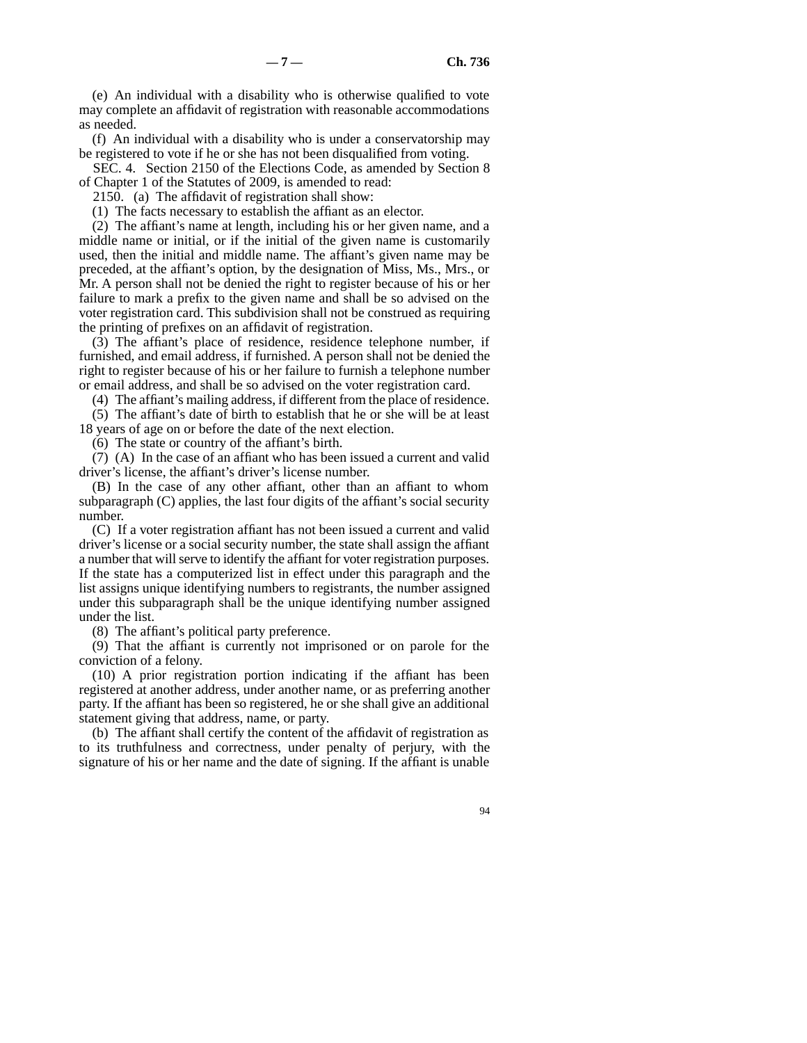(e) An individual with a disability who is otherwise qualified to vote may complete an affidavit of registration with reasonable accommodations as needed.

(f) An individual with a disability who is under a conservatorship may be registered to vote if he or she has not been disqualified from voting.

SEC. 4. Section 2150 of the Elections Code, as amended by Section 8 of Chapter 1 of the Statutes of 2009, is amended to read:

2150. (a) The affidavit of registration shall show:

(1) The facts necessary to establish the affiant as an elector.

(2) The affiant's name at length, including his or her given name, and a middle name or initial, or if the initial of the given name is customarily used, then the initial and middle name. The affiant's given name may be preceded, at the affiant's option, by the designation of Miss, Ms., Mrs., or Mr. A person shall not be denied the right to register because of his or her failure to mark a prefix to the given name and shall be so advised on the voter registration card. This subdivision shall not be construed as requiring the printing of prefixes on an affidavit of registration.

(3) The affiant's place of residence, residence telephone number, if furnished, and email address, if furnished. A person shall not be denied the right to register because of his or her failure to furnish a telephone number or email address, and shall be so advised on the voter registration card.

(4) The affiant's mailing address, if different from the place of residence.

(5) The affiant's date of birth to establish that he or she will be at least 18 years of age on or before the date of the next election.

(6) The state or country of the affiant's birth.

(7) (A) In the case of an affiant who has been issued a current and valid driver's license, the affiant's driver's license number.

(B) In the case of any other affiant, other than an affiant to whom subparagraph (C) applies, the last four digits of the affiant's social security number.

(C) If a voter registration affiant has not been issued a current and valid driver's license or a social security number, the state shall assign the affiant a number that will serve to identify the affiant for voter registration purposes. If the state has a computerized list in effect under this paragraph and the list assigns unique identifying numbers to registrants, the number assigned under this subparagraph shall be the unique identifying number assigned under the list.

(8) The affiant's political party preference.

(9) That the affiant is currently not imprisoned or on parole for the conviction of a felony.

(10) A prior registration portion indicating if the affiant has been registered at another address, under another name, or as preferring another party. If the affiant has been so registered, he or she shall give an additional statement giving that address, name, or party.

(b) The affiant shall certify the content of the affidavit of registration as to its truthfulness and correctness, under penalty of perjury, with the signature of his or her name and the date of signing. If the affiant is unable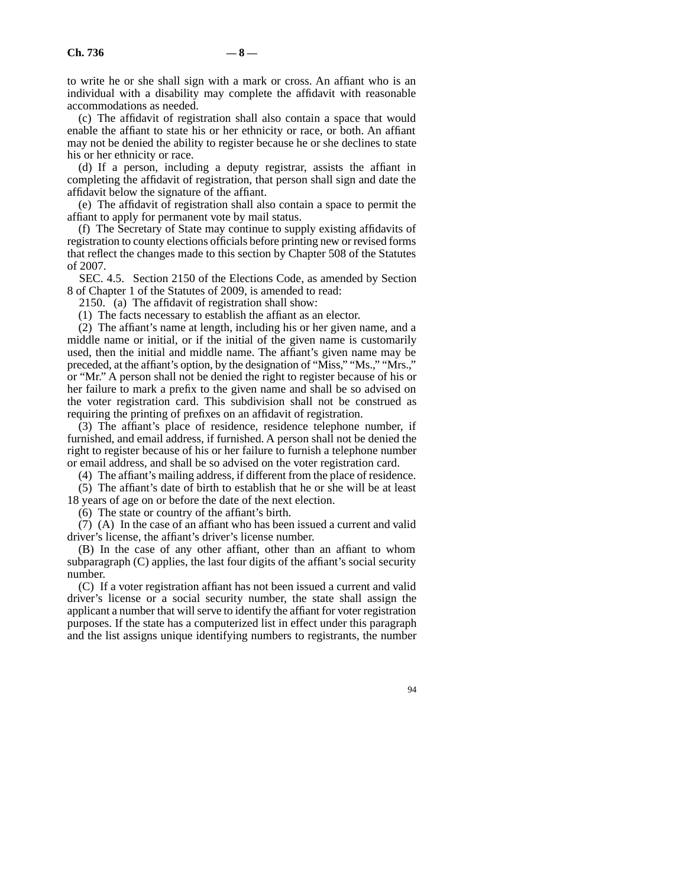to write he or she shall sign with a mark or cross. An affiant who is an individual with a disability may complete the affidavit with reasonable accommodations as needed.

(c) The affidavit of registration shall also contain a space that would enable the affiant to state his or her ethnicity or race, or both. An affiant may not be denied the ability to register because he or she declines to state his or her ethnicity or race.

(d) If a person, including a deputy registrar, assists the affiant in completing the affidavit of registration, that person shall sign and date the affidavit below the signature of the affiant.

(e) The affidavit of registration shall also contain a space to permit the affiant to apply for permanent vote by mail status.

(f) The Secretary of State may continue to supply existing affidavits of registration to county elections officials before printing new or revised forms that reflect the changes made to this section by Chapter 508 of the Statutes of 2007.

SEC. 4.5. Section 2150 of the Elections Code, as amended by Section 8 of Chapter 1 of the Statutes of 2009, is amended to read:

2150. (a) The affidavit of registration shall show:

(1) The facts necessary to establish the affiant as an elector.

(2) The affiant's name at length, including his or her given name, and a middle name or initial, or if the initial of the given name is customarily used, then the initial and middle name. The affiant's given name may be preceded, at the affiant's option, by the designation of "Miss," "Ms.," "Mrs.," or "Mr." A person shall not be denied the right to register because of his or her failure to mark a prefix to the given name and shall be so advised on the voter registration card. This subdivision shall not be construed as requiring the printing of prefixes on an affidavit of registration.

(3) The affiant's place of residence, residence telephone number, if furnished, and email address, if furnished. A person shall not be denied the right to register because of his or her failure to furnish a telephone number or email address, and shall be so advised on the voter registration card.

(4) The affiant's mailing address, if different from the place of residence.

(5) The affiant's date of birth to establish that he or she will be at least 18 years of age on or before the date of the next election.

(6) The state or country of the affiant's birth.

(7) (A) In the case of an affiant who has been issued a current and valid driver's license, the affiant's driver's license number.

(B) In the case of any other affiant, other than an affiant to whom subparagraph (C) applies, the last four digits of the affiant's social security number.

(C) If a voter registration affiant has not been issued a current and valid driver's license or a social security number, the state shall assign the applicant a number that will serve to identify the affiant for voter registration purposes. If the state has a computerized list in effect under this paragraph and the list assigns unique identifying numbers to registrants, the number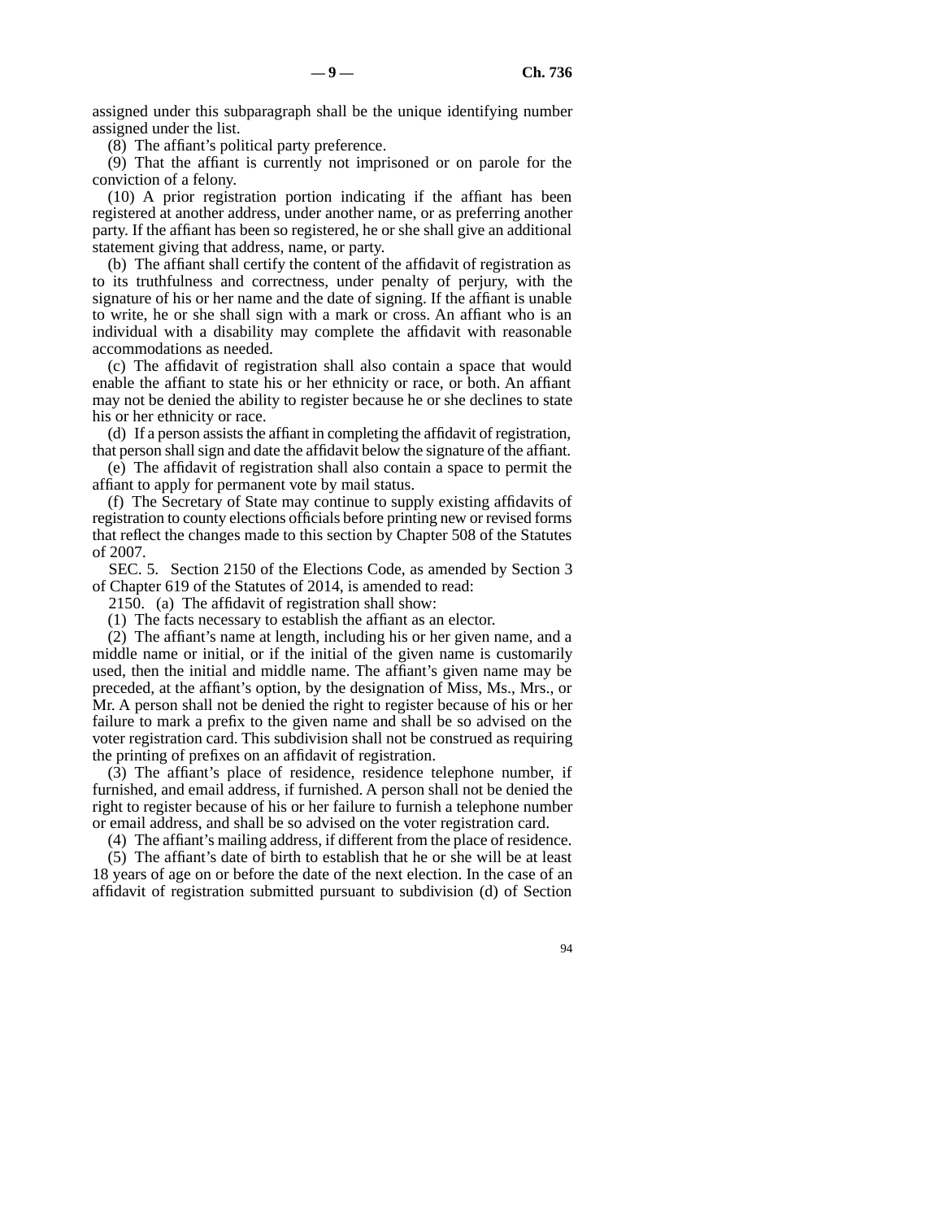assigned under this subparagraph shall be the unique identifying number assigned under the list.

(8) The affiant's political party preference.

(9) That the affiant is currently not imprisoned or on parole for the conviction of a felony.

(10) A prior registration portion indicating if the affiant has been registered at another address, under another name, or as preferring another party. If the affiant has been so registered, he or she shall give an additional statement giving that address, name, or party.

(b) The affiant shall certify the content of the affidavit of registration as to its truthfulness and correctness, under penalty of perjury, with the signature of his or her name and the date of signing. If the affiant is unable to write, he or she shall sign with a mark or cross. An affiant who is an individual with a disability may complete the affidavit with reasonable accommodations as needed.

(c) The affidavit of registration shall also contain a space that would enable the affiant to state his or her ethnicity or race, or both. An affiant may not be denied the ability to register because he or she declines to state his or her ethnicity or race.

(d) If a person assists the affiant in completing the affidavit of registration, that person shall sign and date the affidavit below the signature of the affiant.

(e) The affidavit of registration shall also contain a space to permit the affiant to apply for permanent vote by mail status.

(f) The Secretary of State may continue to supply existing affidavits of registration to county elections officials before printing new or revised forms that reflect the changes made to this section by Chapter 508 of the Statutes of 2007.

SEC. 5. Section 2150 of the Elections Code, as amended by Section 3 of Chapter 619 of the Statutes of 2014, is amended to read:

2150. (a) The affidavit of registration shall show:

(1) The facts necessary to establish the affiant as an elector.

(2) The affiant's name at length, including his or her given name, and a middle name or initial, or if the initial of the given name is customarily used, then the initial and middle name. The affiant's given name may be preceded, at the affiant's option, by the designation of Miss, Ms., Mrs., or Mr. A person shall not be denied the right to register because of his or her failure to mark a prefix to the given name and shall be so advised on the voter registration card. This subdivision shall not be construed as requiring the printing of prefixes on an affidavit of registration.

(3) The affiant's place of residence, residence telephone number, if furnished, and email address, if furnished. A person shall not be denied the right to register because of his or her failure to furnish a telephone number or email address, and shall be so advised on the voter registration card.

(4) The affiant's mailing address, if different from the place of residence.

(5) The affiant's date of birth to establish that he or she will be at least 18 years of age on or before the date of the next election. In the case of an affidavit of registration submitted pursuant to subdivision (d) of Section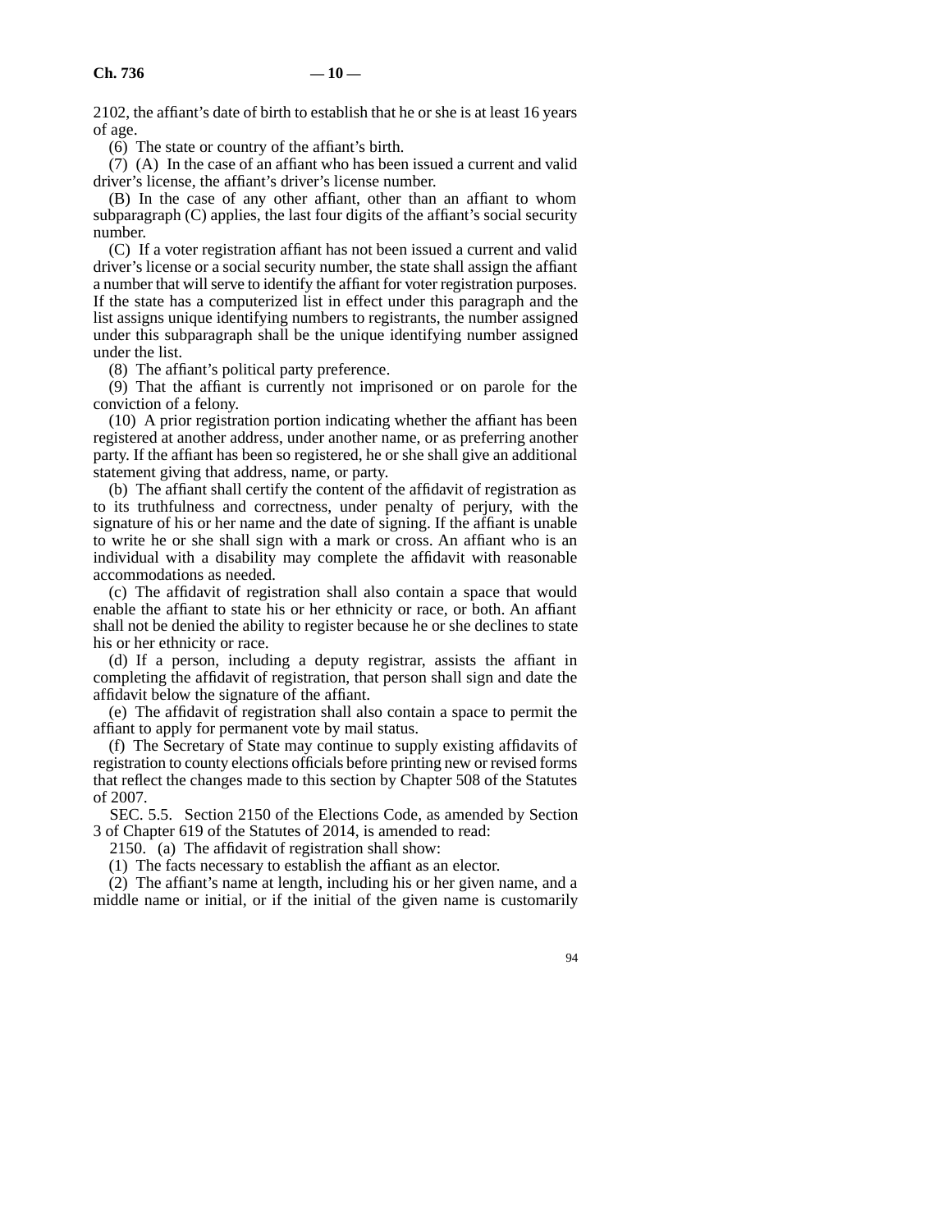2102, the affiant's date of birth to establish that he or she is at least 16 years of age.

(6) The state or country of the affiant's birth.

(7) (A) In the case of an affiant who has been issued a current and valid driver's license, the affiant's driver's license number.

(B) In the case of any other affiant, other than an affiant to whom subparagraph (C) applies, the last four digits of the affiant's social security number.

(C) If a voter registration affiant has not been issued a current and valid driver's license or a social security number, the state shall assign the affiant a number that will serve to identify the affiant for voter registration purposes. If the state has a computerized list in effect under this paragraph and the list assigns unique identifying numbers to registrants, the number assigned under this subparagraph shall be the unique identifying number assigned under the list.

(8) The affiant's political party preference.

(9) That the affiant is currently not imprisoned or on parole for the conviction of a felony.

(10) A prior registration portion indicating whether the affiant has been registered at another address, under another name, or as preferring another party. If the affiant has been so registered, he or she shall give an additional statement giving that address, name, or party.

(b) The affiant shall certify the content of the affidavit of registration as to its truthfulness and correctness, under penalty of perjury, with the signature of his or her name and the date of signing. If the affiant is unable to write he or she shall sign with a mark or cross. An affiant who is an individual with a disability may complete the affidavit with reasonable accommodations as needed.

(c) The affidavit of registration shall also contain a space that would enable the affiant to state his or her ethnicity or race, or both. An affiant shall not be denied the ability to register because he or she declines to state his or her ethnicity or race.

(d) If a person, including a deputy registrar, assists the affiant in completing the affidavit of registration, that person shall sign and date the affidavit below the signature of the affiant.

(e) The affidavit of registration shall also contain a space to permit the affiant to apply for permanent vote by mail status.

(f) The Secretary of State may continue to supply existing affidavits of registration to county elections officials before printing new or revised forms that reflect the changes made to this section by Chapter 508 of the Statutes of 2007.

SEC. 5.5. Section 2150 of the Elections Code, as amended by Section 3 of Chapter 619 of the Statutes of 2014, is amended to read:

2150. (a) The affidavit of registration shall show:

(1) The facts necessary to establish the affiant as an elector.

(2) The affiant's name at length, including his or her given name, and a middle name or initial, or if the initial of the given name is customarily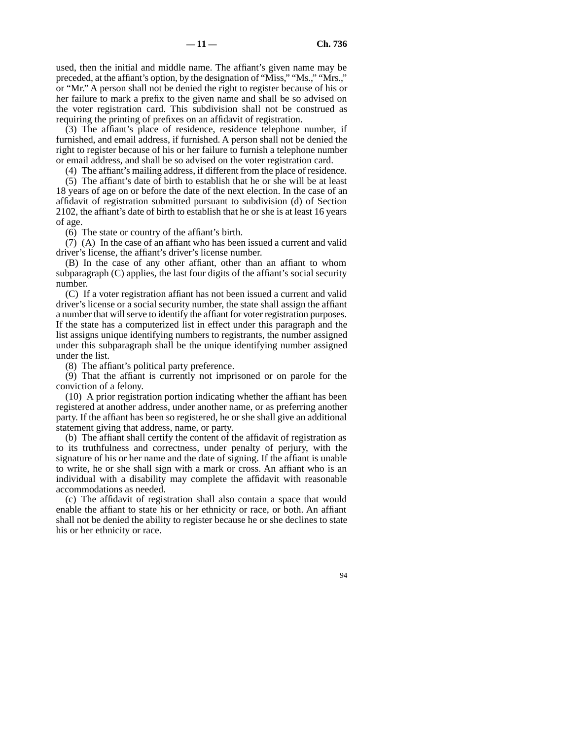used, then the initial and middle name. The affiant's given name may be preceded, at the affiant's option, by the designation of "Miss," "Ms.," "Mrs.," or "Mr." A person shall not be denied the right to register because of his or her failure to mark a prefix to the given name and shall be so advised on the voter registration card. This subdivision shall not be construed as requiring the printing of prefixes on an affidavit of registration.

(3) The affiant's place of residence, residence telephone number, if furnished, and email address, if furnished. A person shall not be denied the right to register because of his or her failure to furnish a telephone number or email address, and shall be so advised on the voter registration card.

(4) The affiant's mailing address, if different from the place of residence.

(5) The affiant's date of birth to establish that he or she will be at least 18 years of age on or before the date of the next election. In the case of an affidavit of registration submitted pursuant to subdivision (d) of Section 2102, the affiant's date of birth to establish that he or she is at least 16 years of age.

(6) The state or country of the affiant's birth.

(7) (A) In the case of an affiant who has been issued a current and valid driver's license, the affiant's driver's license number.

(B) In the case of any other affiant, other than an affiant to whom subparagraph (C) applies, the last four digits of the affiant's social security number.

(C) If a voter registration affiant has not been issued a current and valid driver's license or a social security number, the state shall assign the affiant a number that will serve to identify the affiant for voter registration purposes. If the state has a computerized list in effect under this paragraph and the list assigns unique identifying numbers to registrants, the number assigned under this subparagraph shall be the unique identifying number assigned under the list.

(8) The affiant's political party preference.

(9) That the affiant is currently not imprisoned or on parole for the conviction of a felony.

(10) A prior registration portion indicating whether the affiant has been registered at another address, under another name, or as preferring another party. If the affiant has been so registered, he or she shall give an additional statement giving that address, name, or party.

(b) The affiant shall certify the content of the affidavit of registration as to its truthfulness and correctness, under penalty of perjury, with the signature of his or her name and the date of signing. If the affiant is unable to write, he or she shall sign with a mark or cross. An affiant who is an individual with a disability may complete the affidavit with reasonable accommodations as needed.

(c) The affidavit of registration shall also contain a space that would enable the affiant to state his or her ethnicity or race, or both. An affiant shall not be denied the ability to register because he or she declines to state his or her ethnicity or race.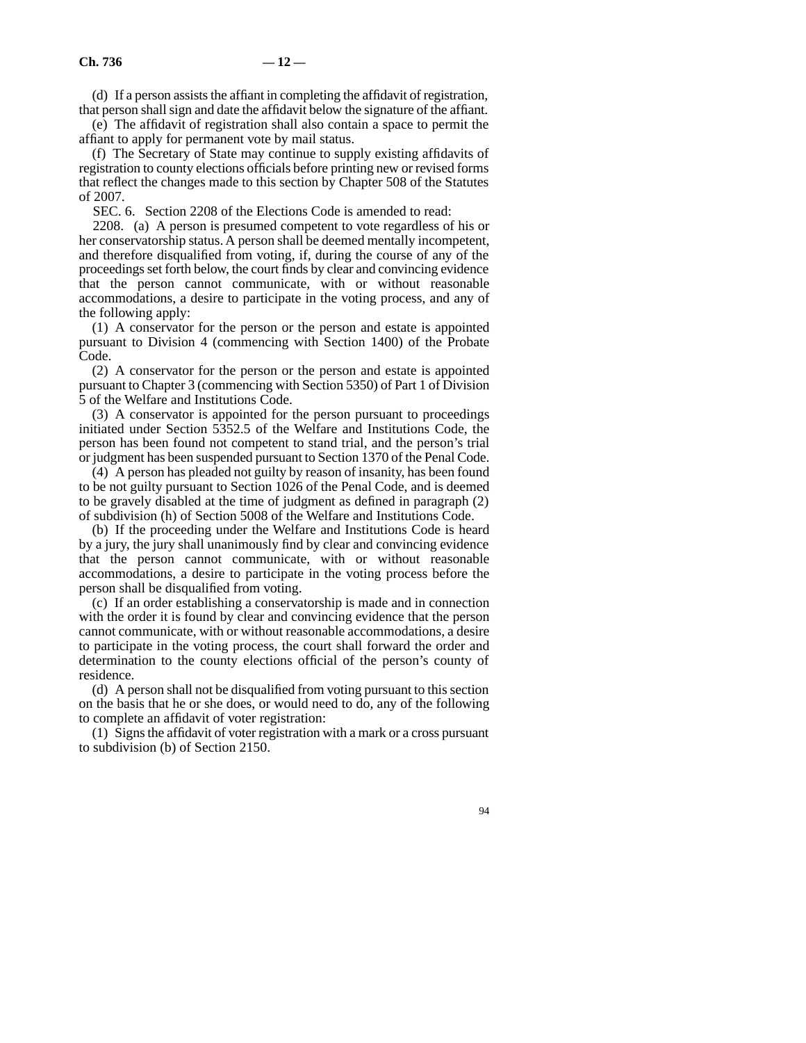(d) If a person assists the affiant in completing the affidavit of registration, that person shall sign and date the affidavit below the signature of the affiant.

(e) The affidavit of registration shall also contain a space to permit the affiant to apply for permanent vote by mail status.

(f) The Secretary of State may continue to supply existing affidavits of registration to county elections officials before printing new or revised forms that reflect the changes made to this section by Chapter 508 of the Statutes of 2007.

SEC. 6. Section 2208 of the Elections Code is amended to read:

2208. (a) A person is presumed competent to vote regardless of his or her conservatorship status. A person shall be deemed mentally incompetent, and therefore disqualified from voting, if, during the course of any of the proceedings set forth below, the court finds by clear and convincing evidence that the person cannot communicate, with or without reasonable accommodations, a desire to participate in the voting process, and any of the following apply:

(1) A conservator for the person or the person and estate is appointed pursuant to Division 4 (commencing with Section 1400) of the Probate Code.

(2) A conservator for the person or the person and estate is appointed pursuant to Chapter 3 (commencing with Section 5350) of Part 1 of Division 5 of the Welfare and Institutions Code.

(3) A conservator is appointed for the person pursuant to proceedings initiated under Section 5352.5 of the Welfare and Institutions Code, the person has been found not competent to stand trial, and the person's trial or judgment has been suspended pursuant to Section 1370 of the Penal Code.

(4) A person has pleaded not guilty by reason of insanity, has been found to be not guilty pursuant to Section 1026 of the Penal Code, and is deemed to be gravely disabled at the time of judgment as defined in paragraph (2) of subdivision (h) of Section 5008 of the Welfare and Institutions Code.

(b) If the proceeding under the Welfare and Institutions Code is heard by a jury, the jury shall unanimously find by clear and convincing evidence that the person cannot communicate, with or without reasonable accommodations, a desire to participate in the voting process before the person shall be disqualified from voting.

(c) If an order establishing a conservatorship is made and in connection with the order it is found by clear and convincing evidence that the person cannot communicate, with or without reasonable accommodations, a desire to participate in the voting process, the court shall forward the order and determination to the county elections official of the person's county of residence.

(d) A person shall not be disqualified from voting pursuant to this section on the basis that he or she does, or would need to do, any of the following to complete an affidavit of voter registration:

(1) Signs the affidavit of voter registration with a mark or a cross pursuant to subdivision (b) of Section 2150.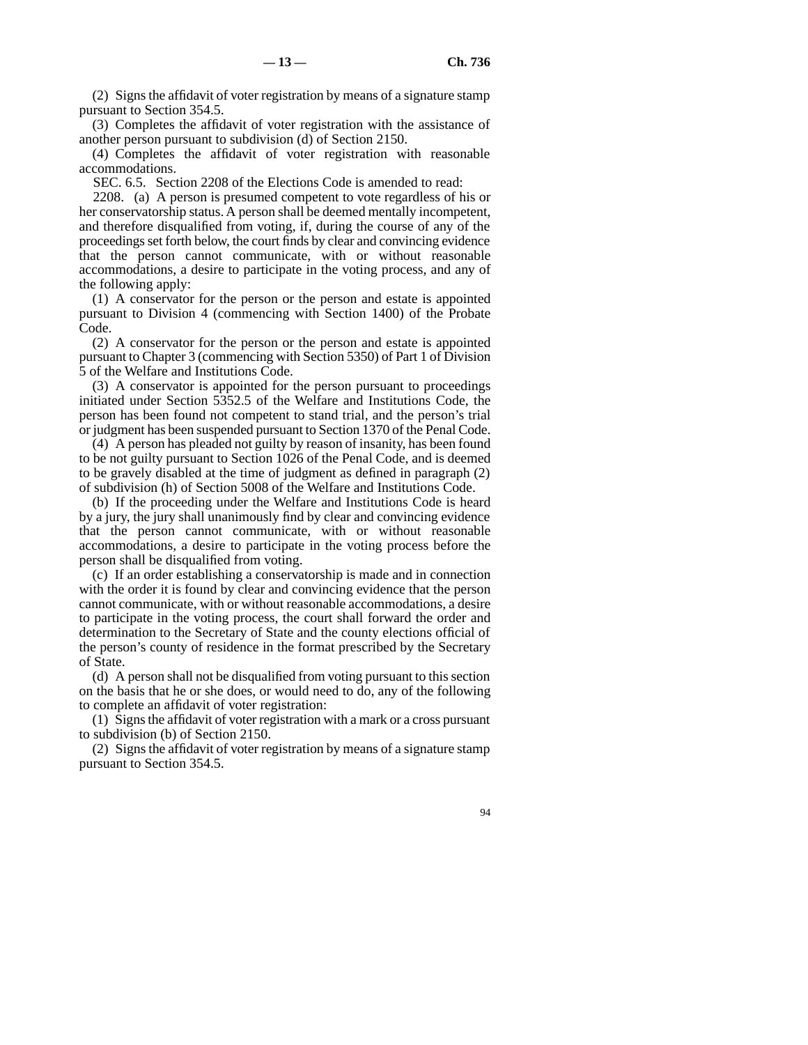(2) Signs the affidavit of voter registration by means of a signature stamp pursuant to Section 354.5.

(3) Completes the affidavit of voter registration with the assistance of another person pursuant to subdivision (d) of Section 2150.

(4) Completes the affidavit of voter registration with reasonable accommodations.

SEC. 6.5. Section 2208 of the Elections Code is amended to read:

2208. (a) A person is presumed competent to vote regardless of his or her conservatorship status. A person shall be deemed mentally incompetent, and therefore disqualified from voting, if, during the course of any of the proceedings set forth below, the court finds by clear and convincing evidence that the person cannot communicate, with or without reasonable accommodations, a desire to participate in the voting process, and any of the following apply:

(1) A conservator for the person or the person and estate is appointed pursuant to Division 4 (commencing with Section 1400) of the Probate Code.

(2) A conservator for the person or the person and estate is appointed pursuant to Chapter 3 (commencing with Section 5350) of Part 1 of Division 5 of the Welfare and Institutions Code.

(3) A conservator is appointed for the person pursuant to proceedings initiated under Section 5352.5 of the Welfare and Institutions Code, the person has been found not competent to stand trial, and the person's trial or judgment has been suspended pursuant to Section 1370 of the Penal Code.

(4) A person has pleaded not guilty by reason of insanity, has been found to be not guilty pursuant to Section 1026 of the Penal Code, and is deemed to be gravely disabled at the time of judgment as defined in paragraph (2) of subdivision (h) of Section 5008 of the Welfare and Institutions Code.

(b) If the proceeding under the Welfare and Institutions Code is heard by a jury, the jury shall unanimously find by clear and convincing evidence that the person cannot communicate, with or without reasonable accommodations, a desire to participate in the voting process before the person shall be disqualified from voting.

(c) If an order establishing a conservatorship is made and in connection with the order it is found by clear and convincing evidence that the person cannot communicate, with or without reasonable accommodations, a desire to participate in the voting process, the court shall forward the order and determination to the Secretary of State and the county elections official of the person's county of residence in the format prescribed by the Secretary of State.

(d) A person shall not be disqualified from voting pursuant to this section on the basis that he or she does, or would need to do, any of the following to complete an affidavit of voter registration:

(1) Signs the affidavit of voter registration with a mark or a cross pursuant to subdivision (b) of Section 2150.

(2) Signs the affidavit of voter registration by means of a signature stamp pursuant to Section 354.5.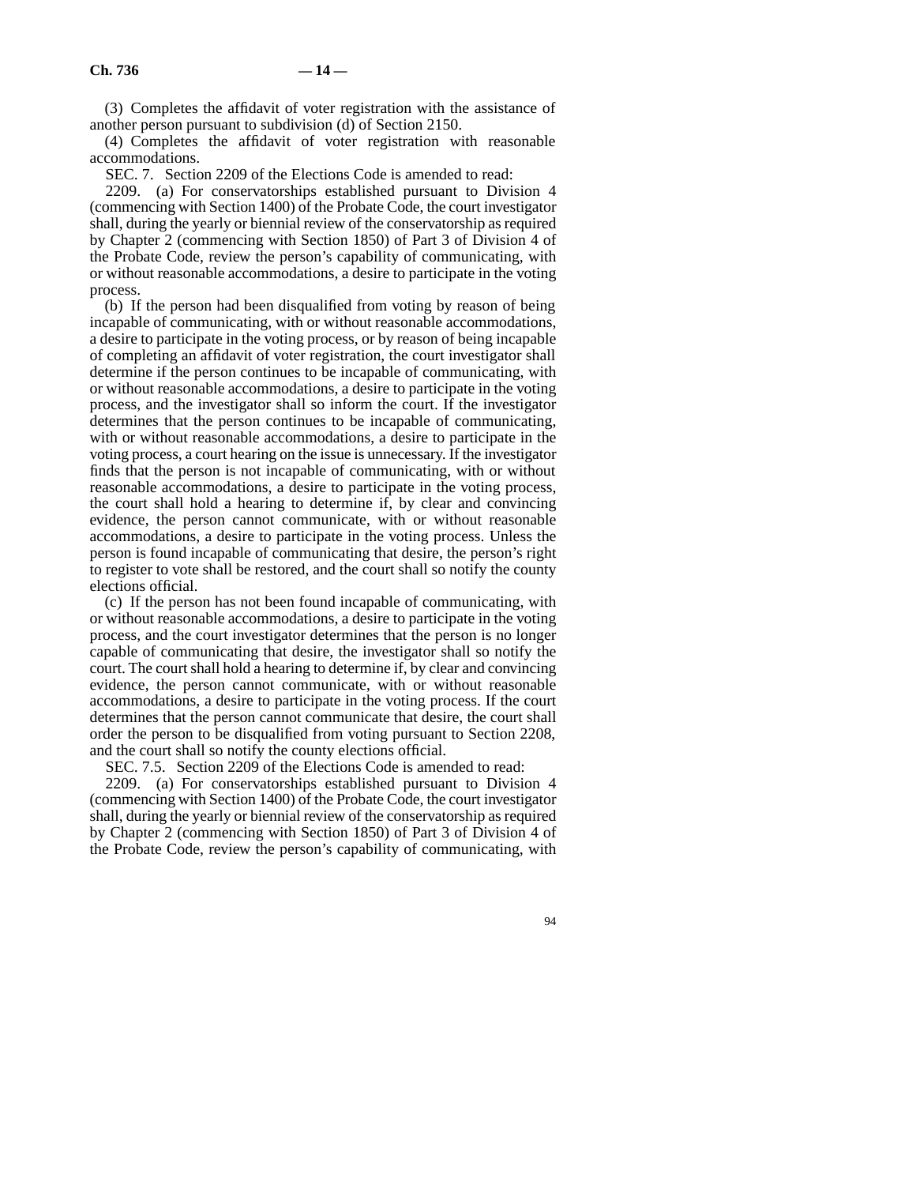(3) Completes the affidavit of voter registration with the assistance of another person pursuant to subdivision (d) of Section 2150.

(4) Completes the affidavit of voter registration with reasonable accommodations.

SEC. 7. Section 2209 of the Elections Code is amended to read:

2209. (a) For conservatorships established pursuant to Division 4 (commencing with Section 1400) of the Probate Code, the court investigator shall, during the yearly or biennial review of the conservatorship as required by Chapter 2 (commencing with Section 1850) of Part 3 of Division 4 of the Probate Code, review the person's capability of communicating, with or without reasonable accommodations, a desire to participate in the voting process.

(b) If the person had been disqualified from voting by reason of being incapable of communicating, with or without reasonable accommodations, a desire to participate in the voting process, or by reason of being incapable of completing an affidavit of voter registration, the court investigator shall determine if the person continues to be incapable of communicating, with or without reasonable accommodations, a desire to participate in the voting process, and the investigator shall so inform the court. If the investigator determines that the person continues to be incapable of communicating, with or without reasonable accommodations, a desire to participate in the voting process, a court hearing on the issue is unnecessary. If the investigator finds that the person is not incapable of communicating, with or without reasonable accommodations, a desire to participate in the voting process, the court shall hold a hearing to determine if, by clear and convincing evidence, the person cannot communicate, with or without reasonable accommodations, a desire to participate in the voting process. Unless the person is found incapable of communicating that desire, the person's right to register to vote shall be restored, and the court shall so notify the county elections official.

(c) If the person has not been found incapable of communicating, with or without reasonable accommodations, a desire to participate in the voting process, and the court investigator determines that the person is no longer capable of communicating that desire, the investigator shall so notify the court. The court shall hold a hearing to determine if, by clear and convincing evidence, the person cannot communicate, with or without reasonable accommodations, a desire to participate in the voting process. If the court determines that the person cannot communicate that desire, the court shall order the person to be disqualified from voting pursuant to Section 2208, and the court shall so notify the county elections official.

SEC. 7.5. Section 2209 of the Elections Code is amended to read:

2209. (a) For conservatorships established pursuant to Division 4 (commencing with Section 1400) of the Probate Code, the court investigator shall, during the yearly or biennial review of the conservatorship as required by Chapter 2 (commencing with Section 1850) of Part 3 of Division 4 of the Probate Code, review the person's capability of communicating, with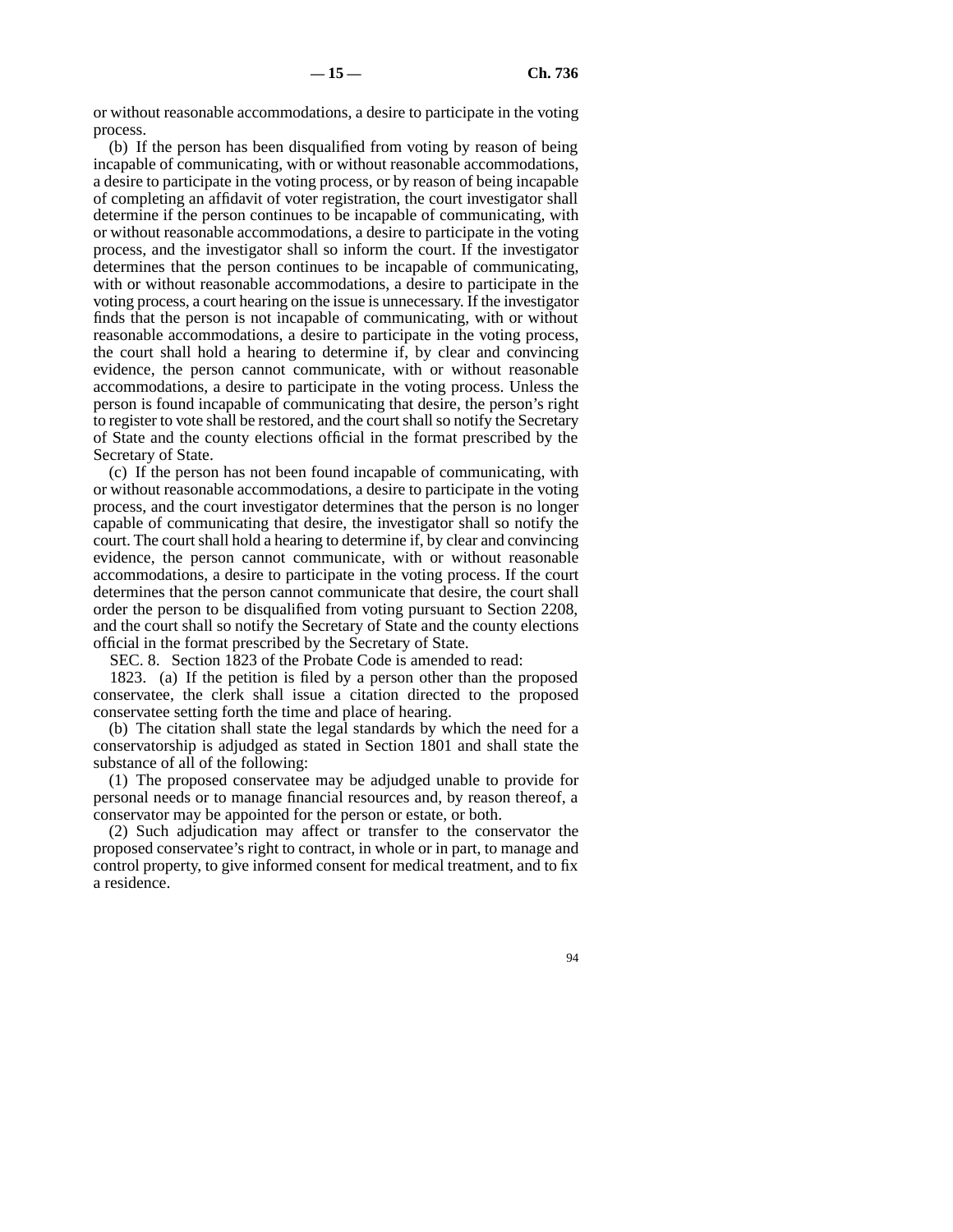or without reasonable accommodations, a desire to participate in the voting process.

(b) If the person has been disqualified from voting by reason of being incapable of communicating, with or without reasonable accommodations, a desire to participate in the voting process, or by reason of being incapable of completing an affidavit of voter registration, the court investigator shall determine if the person continues to be incapable of communicating, with or without reasonable accommodations, a desire to participate in the voting process, and the investigator shall so inform the court. If the investigator determines that the person continues to be incapable of communicating, with or without reasonable accommodations, a desire to participate in the voting process, a court hearing on the issue is unnecessary. If the investigator finds that the person is not incapable of communicating, with or without reasonable accommodations, a desire to participate in the voting process, the court shall hold a hearing to determine if, by clear and convincing evidence, the person cannot communicate, with or without reasonable accommodations, a desire to participate in the voting process. Unless the person is found incapable of communicating that desire, the person's right to register to vote shall be restored, and the court shall so notify the Secretary of State and the county elections official in the format prescribed by the Secretary of State.

(c) If the person has not been found incapable of communicating, with or without reasonable accommodations, a desire to participate in the voting process, and the court investigator determines that the person is no longer capable of communicating that desire, the investigator shall so notify the court. The court shall hold a hearing to determine if, by clear and convincing evidence, the person cannot communicate, with or without reasonable accommodations, a desire to participate in the voting process. If the court determines that the person cannot communicate that desire, the court shall order the person to be disqualified from voting pursuant to Section 2208, and the court shall so notify the Secretary of State and the county elections official in the format prescribed by the Secretary of State.

SEC. 8. Section 1823 of the Probate Code is amended to read:

1823. (a) If the petition is filed by a person other than the proposed conservatee, the clerk shall issue a citation directed to the proposed conservatee setting forth the time and place of hearing.

(b) The citation shall state the legal standards by which the need for a conservatorship is adjudged as stated in Section 1801 and shall state the substance of all of the following:

(1) The proposed conservatee may be adjudged unable to provide for personal needs or to manage financial resources and, by reason thereof, a conservator may be appointed for the person or estate, or both.

(2) Such adjudication may affect or transfer to the conservator the proposed conservatee's right to contract, in whole or in part, to manage and control property, to give informed consent for medical treatment, and to fix a residence.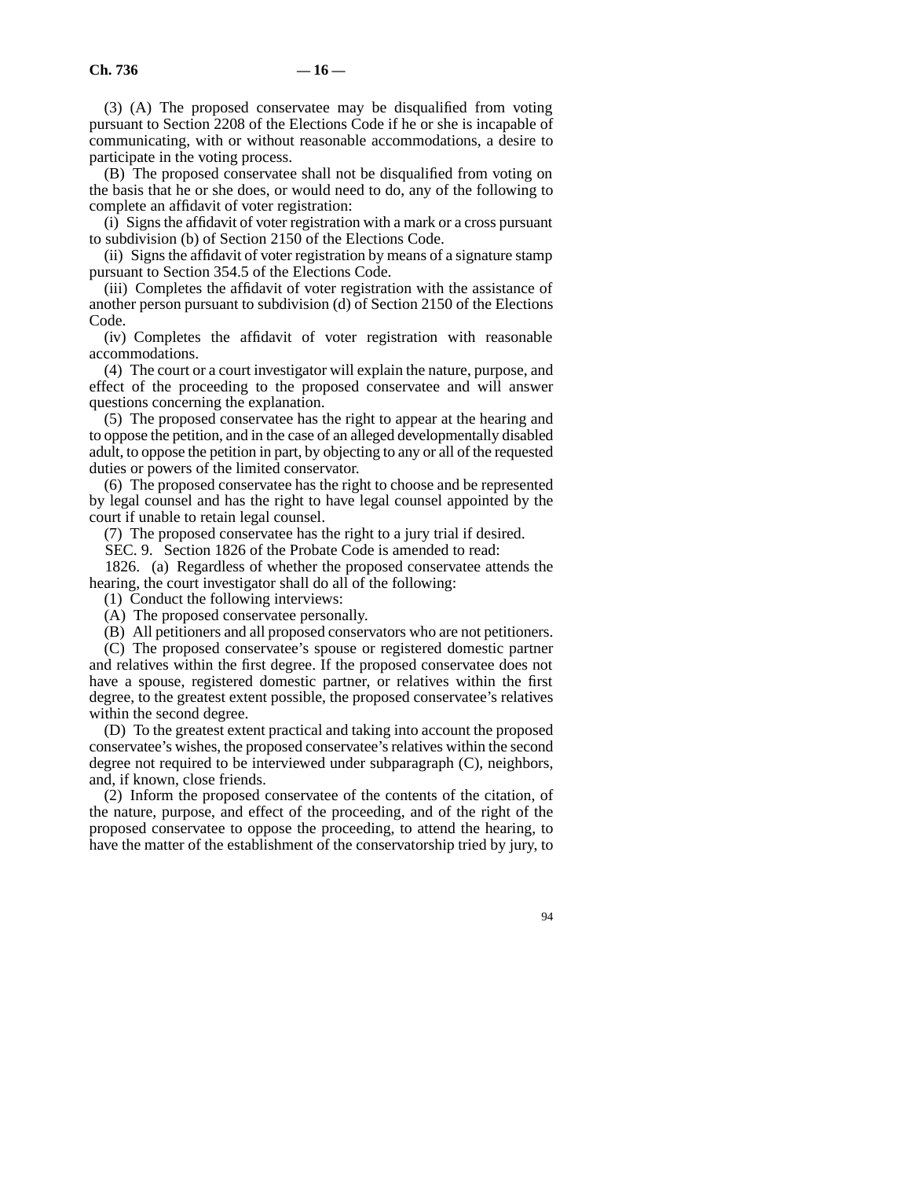(3) (A) The proposed conservatee may be disqualified from voting pursuant to Section 2208 of the Elections Code if he or she is incapable of communicating, with or without reasonable accommodations, a desire to participate in the voting process.

(B) The proposed conservatee shall not be disqualified from voting on the basis that he or she does, or would need to do, any of the following to complete an affidavit of voter registration:

(i) Signs the affidavit of voter registration with a mark or a cross pursuant to subdivision (b) of Section 2150 of the Elections Code.

(ii) Signs the affidavit of voter registration by means of a signature stamp pursuant to Section 354.5 of the Elections Code.

(iii) Completes the affidavit of voter registration with the assistance of another person pursuant to subdivision (d) of Section 2150 of the Elections Code.

(iv) Completes the affidavit of voter registration with reasonable accommodations.

(4) The court or a court investigator will explain the nature, purpose, and effect of the proceeding to the proposed conservatee and will answer questions concerning the explanation.

(5) The proposed conservatee has the right to appear at the hearing and to oppose the petition, and in the case of an alleged developmentally disabled adult, to oppose the petition in part, by objecting to any or all of the requested duties or powers of the limited conservator.

(6) The proposed conservatee has the right to choose and be represented by legal counsel and has the right to have legal counsel appointed by the court if unable to retain legal counsel.

(7) The proposed conservatee has the right to a jury trial if desired.

SEC. 9. Section 1826 of the Probate Code is amended to read:

1826. (a) Regardless of whether the proposed conservatee attends the hearing, the court investigator shall do all of the following:

(1) Conduct the following interviews:

(A) The proposed conservatee personally.

(B) All petitioners and all proposed conservators who are not petitioners.

(C) The proposed conservatee's spouse or registered domestic partner and relatives within the first degree. If the proposed conservatee does not have a spouse, registered domestic partner, or relatives within the first degree, to the greatest extent possible, the proposed conservatee's relatives within the second degree.

(D) To the greatest extent practical and taking into account the proposed conservatee's wishes, the proposed conservatee's relatives within the second degree not required to be interviewed under subparagraph (C), neighbors, and, if known, close friends.

(2) Inform the proposed conservatee of the contents of the citation, of the nature, purpose, and effect of the proceeding, and of the right of the proposed conservatee to oppose the proceeding, to attend the hearing, to have the matter of the establishment of the conservatorship tried by jury, to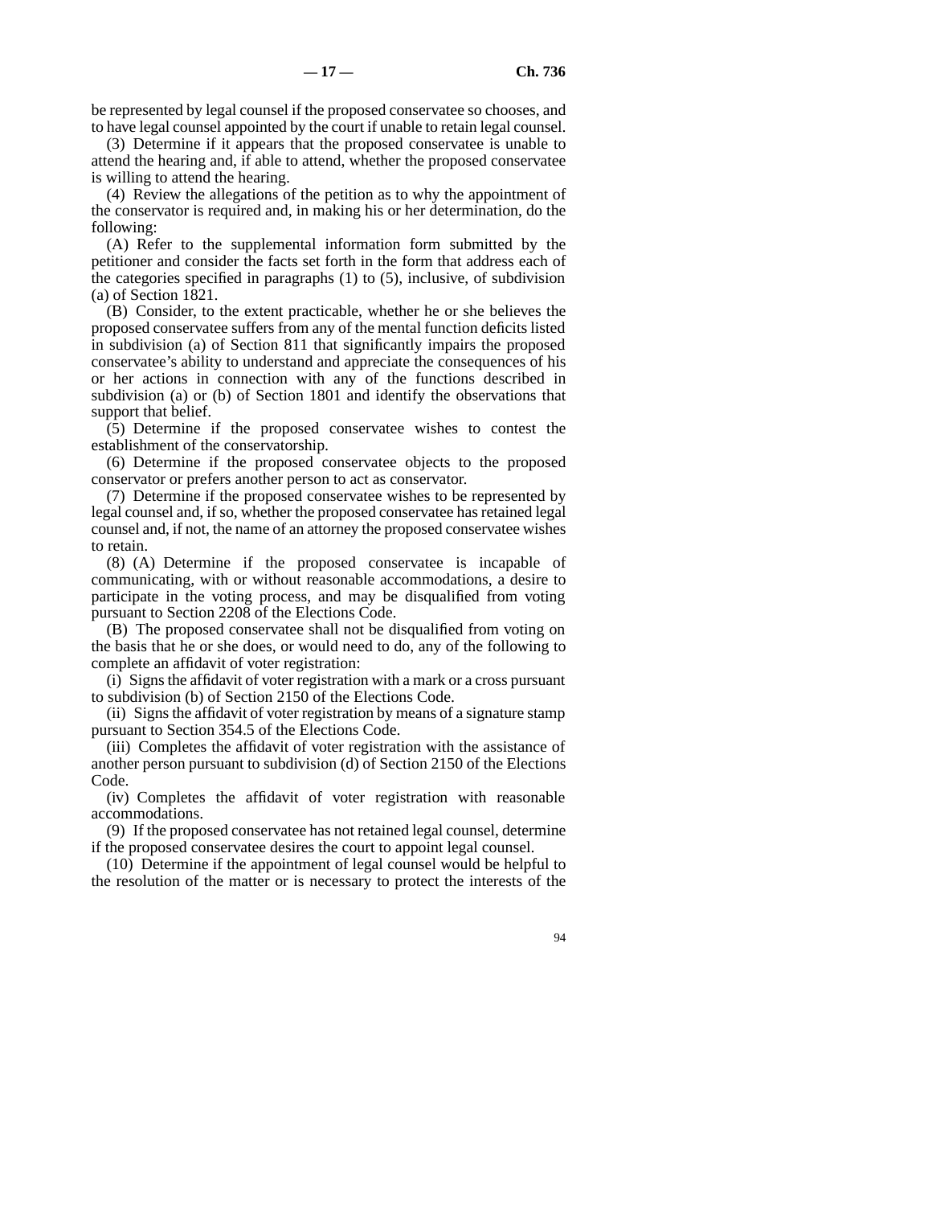be represented by legal counsel if the proposed conservatee so chooses, and to have legal counsel appointed by the court if unable to retain legal counsel.

(3) Determine if it appears that the proposed conservatee is unable to attend the hearing and, if able to attend, whether the proposed conservatee is willing to attend the hearing.

(4) Review the allegations of the petition as to why the appointment of the conservator is required and, in making his or her determination, do the following:

(A) Refer to the supplemental information form submitted by the petitioner and consider the facts set forth in the form that address each of the categories specified in paragraphs (1) to (5), inclusive, of subdivision (a) of Section 1821.

(B) Consider, to the extent practicable, whether he or she believes the proposed conservatee suffers from any of the mental function deficits listed in subdivision (a) of Section 811 that significantly impairs the proposed conservatee's ability to understand and appreciate the consequences of his or her actions in connection with any of the functions described in subdivision (a) or (b) of Section 1801 and identify the observations that support that belief.

(5) Determine if the proposed conservatee wishes to contest the establishment of the conservatorship.

(6) Determine if the proposed conservatee objects to the proposed conservator or prefers another person to act as conservator.

(7) Determine if the proposed conservatee wishes to be represented by legal counsel and, if so, whether the proposed conservatee has retained legal counsel and, if not, the name of an attorney the proposed conservatee wishes to retain.

(8) (A) Determine if the proposed conservatee is incapable of communicating, with or without reasonable accommodations, a desire to participate in the voting process, and may be disqualified from voting pursuant to Section 2208 of the Elections Code.

(B) The proposed conservatee shall not be disqualified from voting on the basis that he or she does, or would need to do, any of the following to complete an affidavit of voter registration:

(i) Signs the affidavit of voter registration with a mark or a cross pursuant to subdivision (b) of Section 2150 of the Elections Code.

(ii) Signs the affidavit of voter registration by means of a signature stamp pursuant to Section 354.5 of the Elections Code.

(iii) Completes the affidavit of voter registration with the assistance of another person pursuant to subdivision (d) of Section 2150 of the Elections Code.

(iv) Completes the affidavit of voter registration with reasonable accommodations.

(9) If the proposed conservatee has not retained legal counsel, determine if the proposed conservatee desires the court to appoint legal counsel.

(10) Determine if the appointment of legal counsel would be helpful to the resolution of the matter or is necessary to protect the interests of the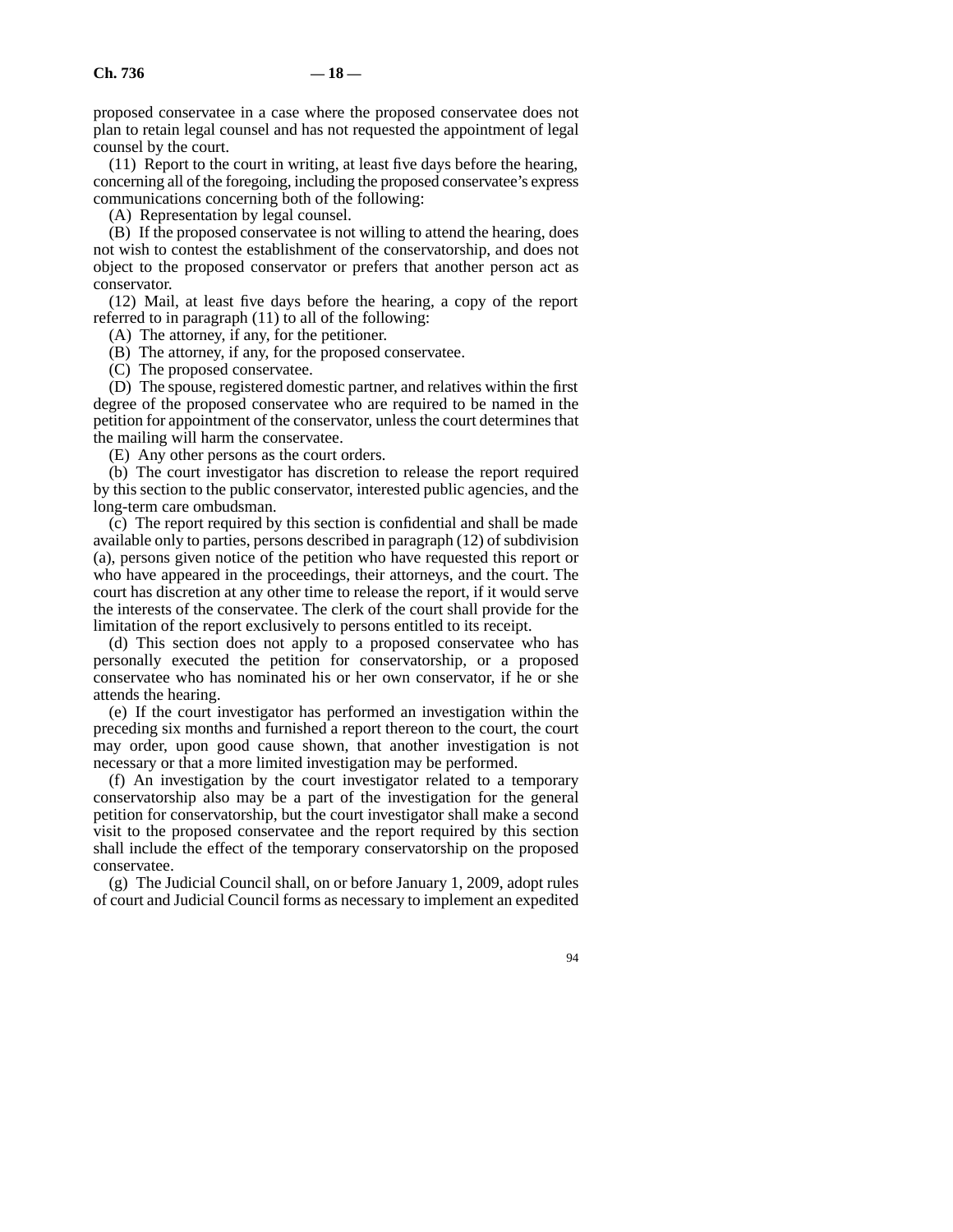proposed conservatee in a case where the proposed conservatee does not plan to retain legal counsel and has not requested the appointment of legal counsel by the court.

(11) Report to the court in writing, at least five days before the hearing, concerning all of the foregoing, including the proposed conservatee's express communications concerning both of the following:

(A) Representation by legal counsel.

(B) If the proposed conservatee is not willing to attend the hearing, does not wish to contest the establishment of the conservatorship, and does not object to the proposed conservator or prefers that another person act as conservator.

(12) Mail, at least five days before the hearing, a copy of the report referred to in paragraph (11) to all of the following:

(A) The attorney, if any, for the petitioner.

(B) The attorney, if any, for the proposed conservatee.

(C) The proposed conservatee.

(D) The spouse, registered domestic partner, and relatives within the first degree of the proposed conservatee who are required to be named in the petition for appointment of the conservator, unless the court determines that the mailing will harm the conservatee.

(E) Any other persons as the court orders.

(b) The court investigator has discretion to release the report required by this section to the public conservator, interested public agencies, and the long-term care ombudsman.

(c) The report required by this section is confidential and shall be made available only to parties, persons described in paragraph (12) of subdivision (a), persons given notice of the petition who have requested this report or who have appeared in the proceedings, their attorneys, and the court. The court has discretion at any other time to release the report, if it would serve the interests of the conservatee. The clerk of the court shall provide for the limitation of the report exclusively to persons entitled to its receipt.

(d) This section does not apply to a proposed conservatee who has personally executed the petition for conservatorship, or a proposed conservatee who has nominated his or her own conservator, if he or she attends the hearing.

(e) If the court investigator has performed an investigation within the preceding six months and furnished a report thereon to the court, the court may order, upon good cause shown, that another investigation is not necessary or that a more limited investigation may be performed.

(f) An investigation by the court investigator related to a temporary conservatorship also may be a part of the investigation for the general petition for conservatorship, but the court investigator shall make a second visit to the proposed conservatee and the report required by this section shall include the effect of the temporary conservatorship on the proposed conservatee.

(g) The Judicial Council shall, on or before January 1, 2009, adopt rules of court and Judicial Council forms as necessary to implement an expedited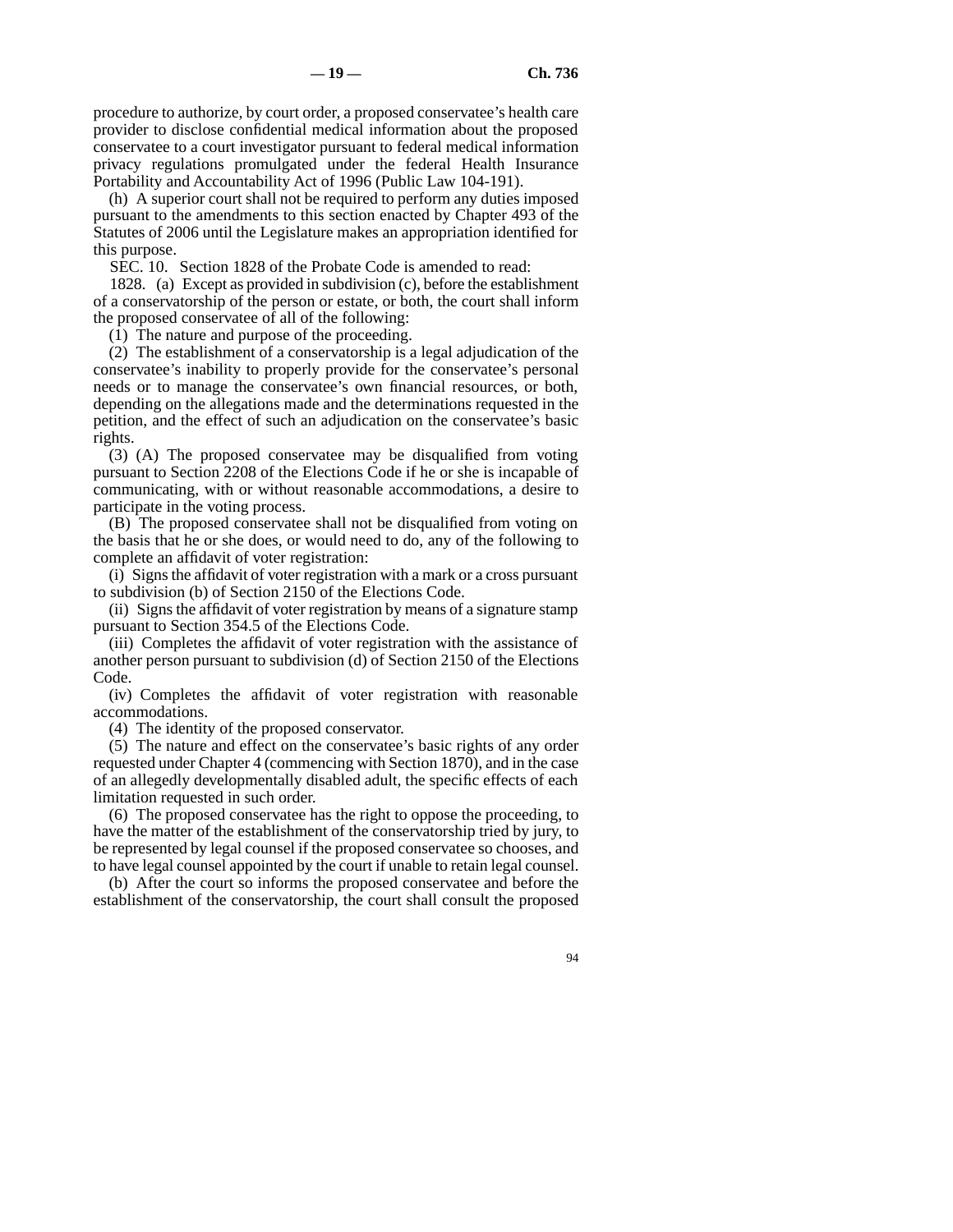procedure to authorize, by court order, a proposed conservatee's health care provider to disclose confidential medical information about the proposed conservatee to a court investigator pursuant to federal medical information privacy regulations promulgated under the federal Health Insurance Portability and Accountability Act of 1996 (Public Law 104-191).

(h) A superior court shall not be required to perform any duties imposed pursuant to the amendments to this section enacted by Chapter 493 of the Statutes of 2006 until the Legislature makes an appropriation identified for this purpose.

SEC. 10. Section 1828 of the Probate Code is amended to read:

1828. (a) Except as provided in subdivision (c), before the establishment of a conservatorship of the person or estate, or both, the court shall inform the proposed conservatee of all of the following:

(1) The nature and purpose of the proceeding.

(2) The establishment of a conservatorship is a legal adjudication of the conservatee's inability to properly provide for the conservatee's personal needs or to manage the conservatee's own financial resources, or both, depending on the allegations made and the determinations requested in the petition, and the effect of such an adjudication on the conservatee's basic rights.

(3) (A) The proposed conservatee may be disqualified from voting pursuant to Section 2208 of the Elections Code if he or she is incapable of communicating, with or without reasonable accommodations, a desire to participate in the voting process.

(B) The proposed conservatee shall not be disqualified from voting on the basis that he or she does, or would need to do, any of the following to complete an affidavit of voter registration:

(i) Signs the affidavit of voter registration with a mark or a cross pursuant to subdivision (b) of Section 2150 of the Elections Code.

(ii) Signs the affidavit of voter registration by means of a signature stamp pursuant to Section 354.5 of the Elections Code.

(iii) Completes the affidavit of voter registration with the assistance of another person pursuant to subdivision (d) of Section 2150 of the Elections Code.

(iv) Completes the affidavit of voter registration with reasonable accommodations.

(4) The identity of the proposed conservator.

(5) The nature and effect on the conservatee's basic rights of any order requested under Chapter 4 (commencing with Section 1870), and in the case of an allegedly developmentally disabled adult, the specific effects of each limitation requested in such order.

(6) The proposed conservatee has the right to oppose the proceeding, to have the matter of the establishment of the conservatorship tried by jury, to be represented by legal counsel if the proposed conservatee so chooses, and to have legal counsel appointed by the court if unable to retain legal counsel.

(b) After the court so informs the proposed conservatee and before the establishment of the conservatorship, the court shall consult the proposed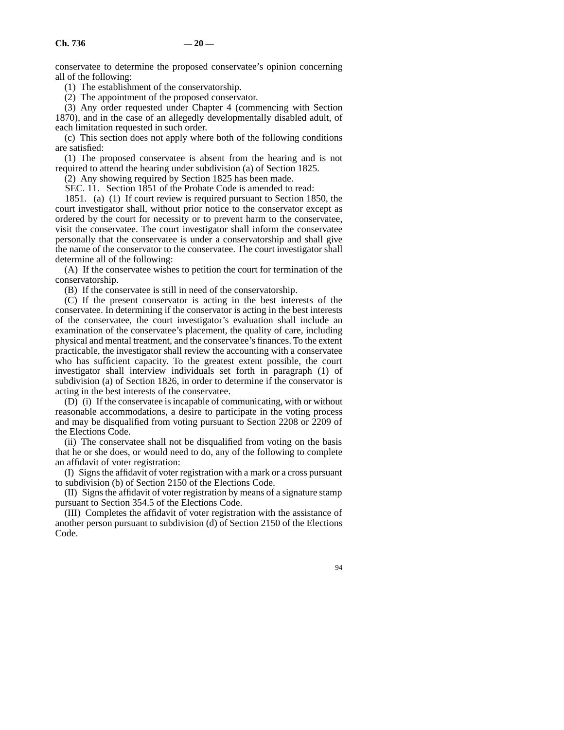conservatee to determine the proposed conservatee's opinion concerning all of the following:

(1) The establishment of the conservatorship.

(2) The appointment of the proposed conservator.

(3) Any order requested under Chapter 4 (commencing with Section 1870), and in the case of an allegedly developmentally disabled adult, of each limitation requested in such order.

(c) This section does not apply where both of the following conditions are satisfied:

(1) The proposed conservatee is absent from the hearing and is not required to attend the hearing under subdivision (a) of Section 1825.

(2) Any showing required by Section 1825 has been made.

SEC. 11. Section 1851 of the Probate Code is amended to read:

1851. (a) (1) If court review is required pursuant to Section 1850, the court investigator shall, without prior notice to the conservator except as ordered by the court for necessity or to prevent harm to the conservatee, visit the conservatee. The court investigator shall inform the conservatee personally that the conservatee is under a conservatorship and shall give the name of the conservator to the conservatee. The court investigator shall determine all of the following:

(A) If the conservatee wishes to petition the court for termination of the conservatorship.

(B) If the conservatee is still in need of the conservatorship.

(C) If the present conservator is acting in the best interests of the conservatee. In determining if the conservator is acting in the best interests of the conservatee, the court investigator's evaluation shall include an examination of the conservatee's placement, the quality of care, including physical and mental treatment, and the conservatee's finances. To the extent practicable, the investigator shall review the accounting with a conservatee who has sufficient capacity. To the greatest extent possible, the court investigator shall interview individuals set forth in paragraph (1) of subdivision (a) of Section 1826, in order to determine if the conservator is acting in the best interests of the conservatee.

(D) (i) If the conservatee is incapable of communicating, with or without reasonable accommodations, a desire to participate in the voting process and may be disqualified from voting pursuant to Section 2208 or 2209 of the Elections Code.

(ii) The conservatee shall not be disqualified from voting on the basis that he or she does, or would need to do, any of the following to complete an affidavit of voter registration:

(I) Signs the affidavit of voter registration with a mark or a cross pursuant to subdivision (b) of Section 2150 of the Elections Code.

(II) Signs the affidavit of voter registration by means of a signature stamp pursuant to Section 354.5 of the Elections Code.

(III) Completes the affidavit of voter registration with the assistance of another person pursuant to subdivision (d) of Section 2150 of the Elections Code.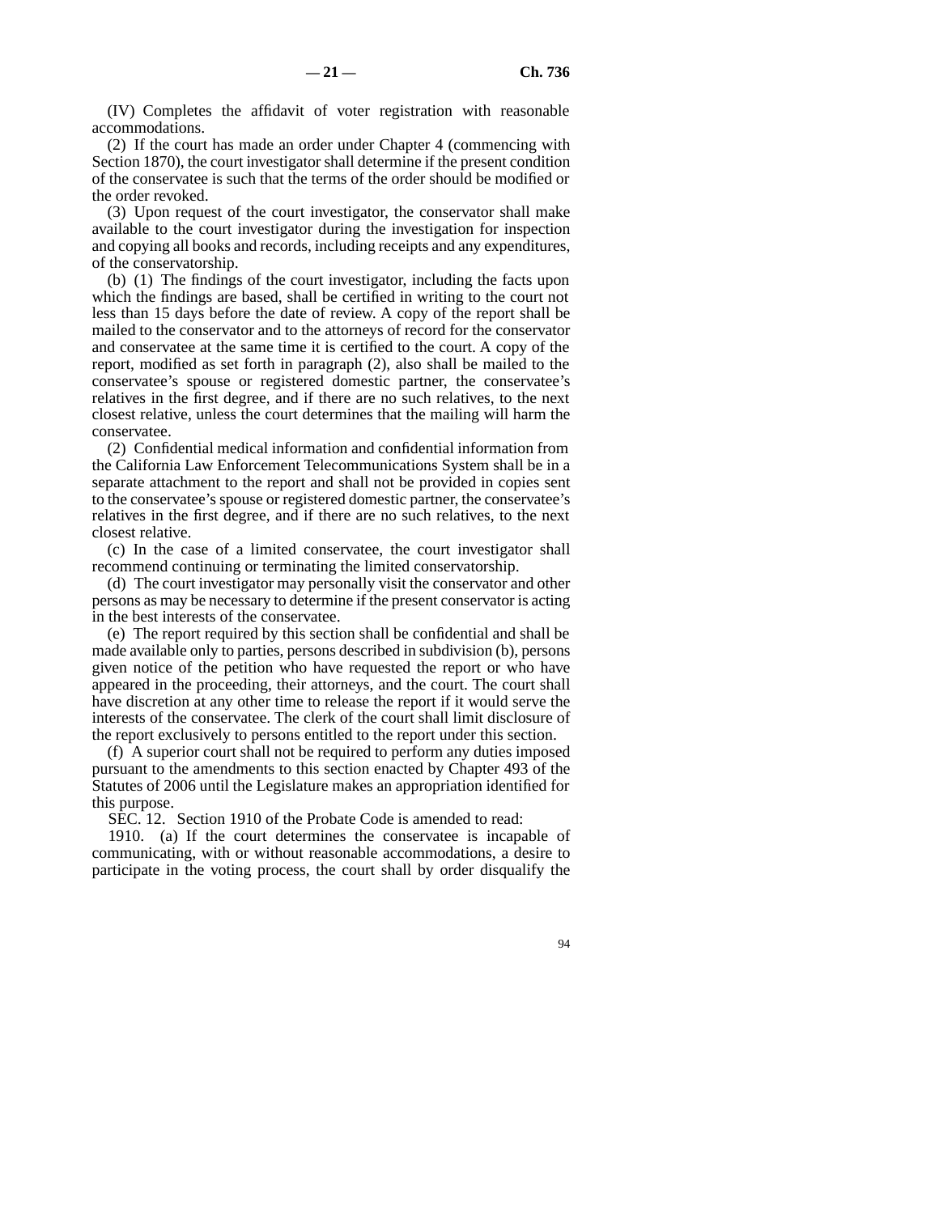(IV) Completes the affidavit of voter registration with reasonable accommodations.

(2) If the court has made an order under Chapter 4 (commencing with Section 1870), the court investigator shall determine if the present condition of the conservatee is such that the terms of the order should be modified or the order revoked.

(3) Upon request of the court investigator, the conservator shall make available to the court investigator during the investigation for inspection and copying all books and records, including receipts and any expenditures, of the conservatorship.

(b) (1) The findings of the court investigator, including the facts upon which the findings are based, shall be certified in writing to the court not less than 15 days before the date of review. A copy of the report shall be mailed to the conservator and to the attorneys of record for the conservator and conservatee at the same time it is certified to the court. A copy of the report, modified as set forth in paragraph (2), also shall be mailed to the conservatee's spouse or registered domestic partner, the conservatee's relatives in the first degree, and if there are no such relatives, to the next closest relative, unless the court determines that the mailing will harm the conservatee.

(2) Confidential medical information and confidential information from the California Law Enforcement Telecommunications System shall be in a separate attachment to the report and shall not be provided in copies sent to the conservatee's spouse or registered domestic partner, the conservatee's relatives in the first degree, and if there are no such relatives, to the next closest relative.

(c) In the case of a limited conservatee, the court investigator shall recommend continuing or terminating the limited conservatorship.

(d) The court investigator may personally visit the conservator and other persons as may be necessary to determine if the present conservator is acting in the best interests of the conservatee.

(e) The report required by this section shall be confidential and shall be made available only to parties, persons described in subdivision (b), persons given notice of the petition who have requested the report or who have appeared in the proceeding, their attorneys, and the court. The court shall have discretion at any other time to release the report if it would serve the interests of the conservatee. The clerk of the court shall limit disclosure of the report exclusively to persons entitled to the report under this section.

(f) A superior court shall not be required to perform any duties imposed pursuant to the amendments to this section enacted by Chapter 493 of the Statutes of 2006 until the Legislature makes an appropriation identified for this purpose.

SEC. 12. Section 1910 of the Probate Code is amended to read:

1910. (a) If the court determines the conservatee is incapable of communicating, with or without reasonable accommodations, a desire to participate in the voting process, the court shall by order disqualify the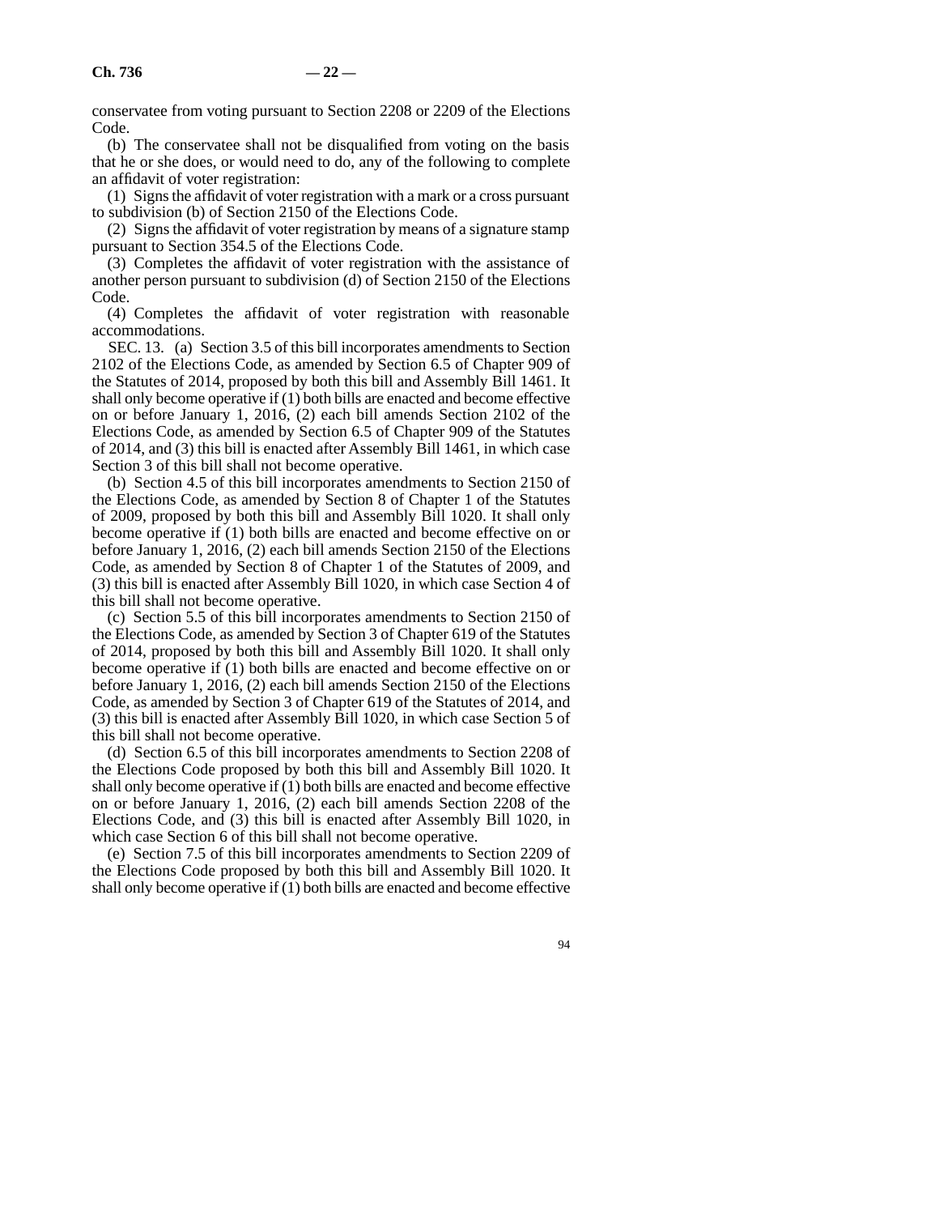conservatee from voting pursuant to Section 2208 or 2209 of the Elections Code.

(b) The conservatee shall not be disqualified from voting on the basis that he or she does, or would need to do, any of the following to complete an affidavit of voter registration:

(1) Signs the affidavit of voter registration with a mark or a cross pursuant to subdivision (b) of Section 2150 of the Elections Code.

(2) Signs the affidavit of voter registration by means of a signature stamp pursuant to Section 354.5 of the Elections Code.

(3) Completes the affidavit of voter registration with the assistance of another person pursuant to subdivision (d) of Section 2150 of the Elections Code.

(4) Completes the affidavit of voter registration with reasonable accommodations.

SEC. 13. (a) Section 3.5 of this bill incorporates amendments to Section 2102 of the Elections Code, as amended by Section 6.5 of Chapter 909 of the Statutes of 2014, proposed by both this bill and Assembly Bill 1461. It shall only become operative if (1) both bills are enacted and become effective on or before January 1, 2016, (2) each bill amends Section 2102 of the Elections Code, as amended by Section 6.5 of Chapter 909 of the Statutes of 2014, and (3) this bill is enacted after Assembly Bill 1461, in which case Section 3 of this bill shall not become operative.

(b) Section 4.5 of this bill incorporates amendments to Section 2150 of the Elections Code, as amended by Section 8 of Chapter 1 of the Statutes of 2009, proposed by both this bill and Assembly Bill 1020. It shall only become operative if (1) both bills are enacted and become effective on or before January 1, 2016, (2) each bill amends Section 2150 of the Elections Code, as amended by Section 8 of Chapter 1 of the Statutes of 2009, and (3) this bill is enacted after Assembly Bill 1020, in which case Section 4 of this bill shall not become operative.

(c) Section 5.5 of this bill incorporates amendments to Section 2150 of the Elections Code, as amended by Section 3 of Chapter 619 of the Statutes of 2014, proposed by both this bill and Assembly Bill 1020. It shall only become operative if (1) both bills are enacted and become effective on or before January 1, 2016, (2) each bill amends Section 2150 of the Elections Code, as amended by Section 3 of Chapter 619 of the Statutes of 2014, and (3) this bill is enacted after Assembly Bill 1020, in which case Section 5 of this bill shall not become operative.

(d) Section 6.5 of this bill incorporates amendments to Section 2208 of the Elections Code proposed by both this bill and Assembly Bill 1020. It shall only become operative if (1) both bills are enacted and become effective on or before January 1, 2016, (2) each bill amends Section 2208 of the Elections Code, and (3) this bill is enacted after Assembly Bill 1020, in which case Section 6 of this bill shall not become operative.

(e) Section 7.5 of this bill incorporates amendments to Section 2209 of the Elections Code proposed by both this bill and Assembly Bill 1020. It shall only become operative if (1) both bills are enacted and become effective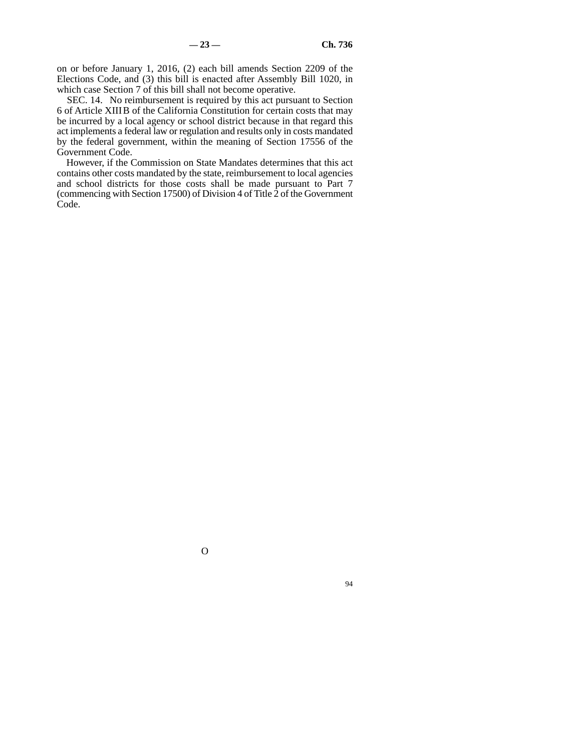on or before January 1, 2016, (2) each bill amends Section 2209 of the Elections Code, and (3) this bill is enacted after Assembly Bill 1020, in which case Section 7 of this bill shall not become operative.

SEC. 14. No reimbursement is required by this act pursuant to Section 6 of Article XIII B of the California Constitution for certain costs that may be incurred by a local agency or school district because in that regard this act implements a federal law or regulation and results only in costs mandated by the federal government, within the meaning of Section 17556 of the Government Code.

However, if the Commission on State Mandates determines that this act contains other costs mandated by the state, reimbursement to local agencies and school districts for those costs shall be made pursuant to Part 7 (commencing with Section 17500) of Division 4 of Title 2 of the Government Code.

O